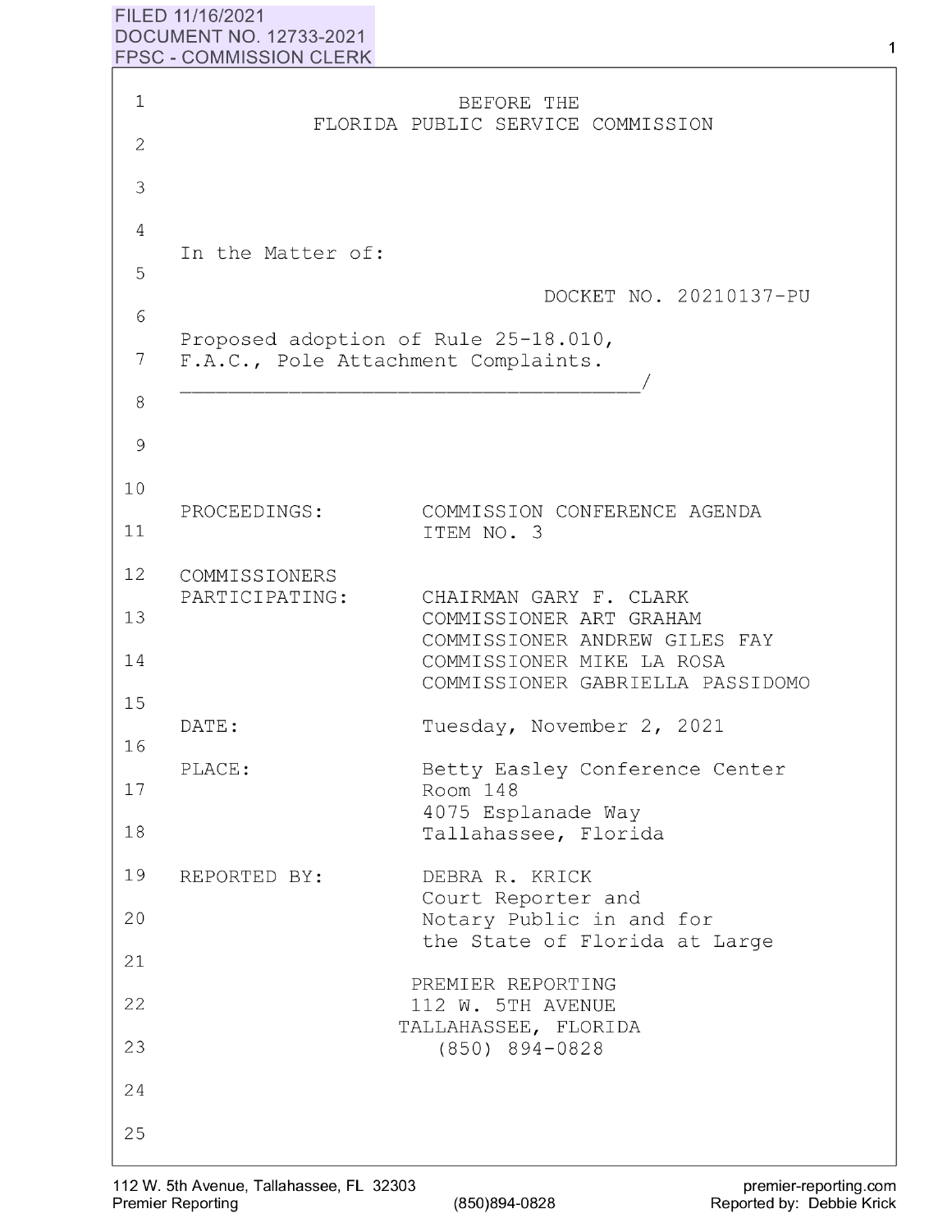FILED 11/16/2021
DOCUMENT NO. 12733-2021
FPSC - COMMISSION CLERK

# BEFORE THE
# FLORIDA PUBLIC SERVICE COMMISSION

In the Matter of:

DOCKET NO. 20210137-PU

Proposed adoption of Rule 25-18.010, F.A.C., Pole Attachment Complaints.
_____________________________________/

PROCEEDINGS: COMMISSION CONFERENCE AGENDA ITEM NO. 3

COMMISSIONERS PARTICIPATING:
CHAIRMAN GARY F. CLARK
COMMISSIONER ART GRAHAM
COMMISSIONER ANDREW GILES FAY
COMMISSIONER MIKE LA ROSA
COMMISSIONER GABRIELLA PASSIDOMO

DATE: Tuesday, November 2, 2021

PLACE: Betty Easley Conference Center
Room 148
4075 Esplanade Way
Tallahassee, Florida

REPORTED BY: DEBRA R. KRICK
Court Reporter and
Notary Public in and for
the State of Florida at Large

PREMIER REPORTING
112 W. 5TH AVENUE
TALLAHASSEE, FLORIDA
(850) 894-0828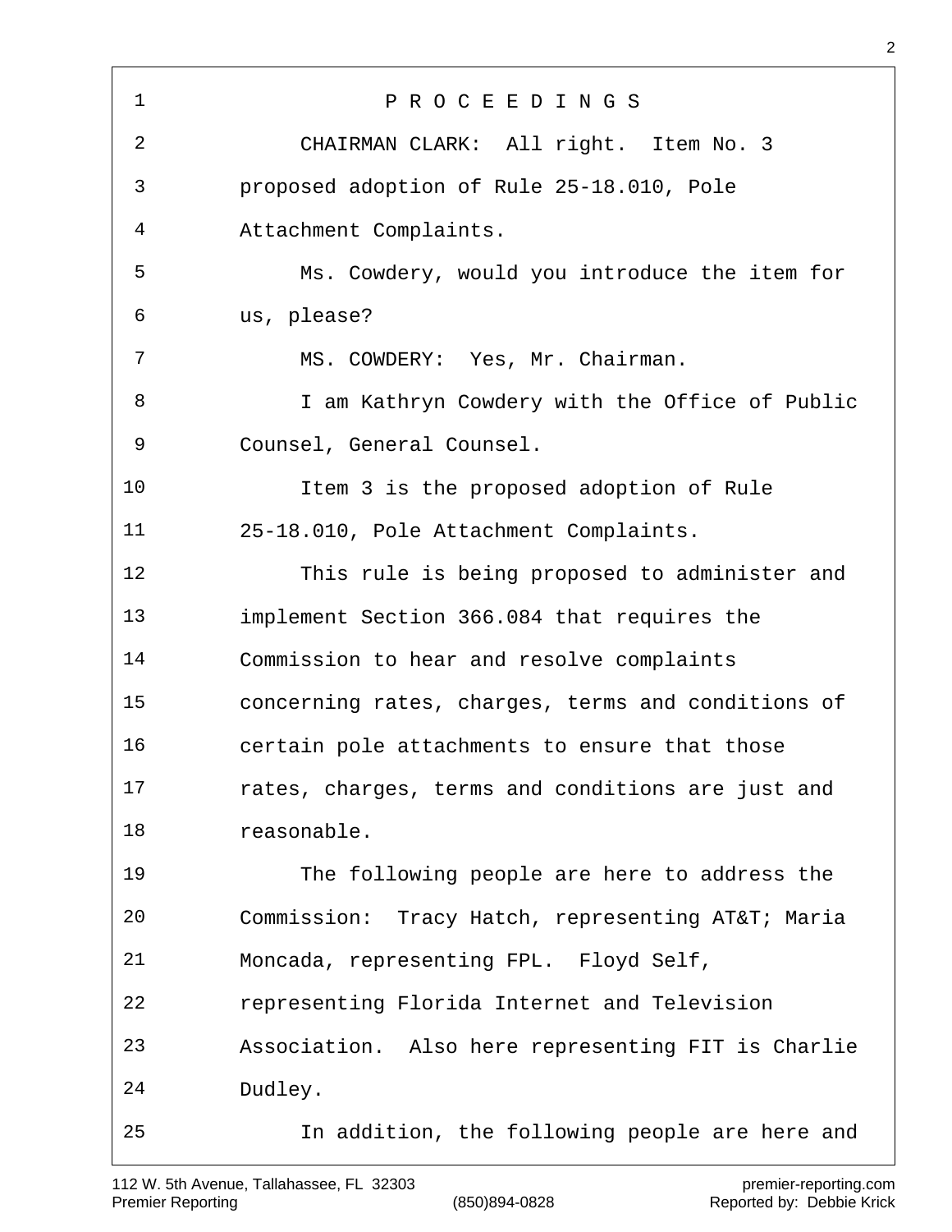P R O C E E D I N G S

CHAIRMAN CLARK: All right. Item No. 3 proposed adoption of Rule 25-18.010, Pole Attachment Complaints.

Ms. Cowdery, would you introduce the item for us, please?

MS. COWDERY: Yes, Mr. Chairman.

I am Kathryn Cowdery with the Office of Public Counsel, General Counsel.

Item 3 is the proposed adoption of Rule 25-18.010, Pole Attachment Complaints.

This rule is being proposed to administer and implement Section 366.084 that requires the Commission to hear and resolve complaints concerning rates, charges, terms and conditions of certain pole attachments to ensure that those rates, charges, terms and conditions are just and reasonable.

The following people are here to address the Commission: Tracy Hatch, representing AT&T; Maria Moncada, representing FPL. Floyd Self, representing Florida Internet and Television Association. Also here representing FIT is Charlie Dudley.

In addition, the following people are here and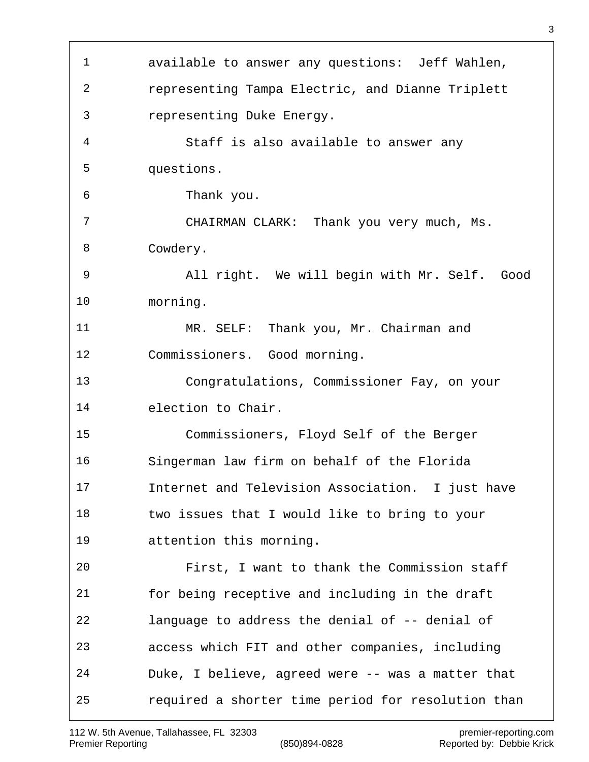available to answer any questions: Jeff Wahlen, representing Tampa Electric, and Dianne Triplett representing Duke Energy.

Staff is also available to answer any questions.

Thank you.

CHAIRMAN CLARK: Thank you very much, Ms. Cowdery.

All right. We will begin with Mr. Self. Good morning.

MR. SELF: Thank you, Mr. Chairman and Commissioners. Good morning.

Congratulations, Commissioner Fay, on your election to Chair.

Commissioners, Floyd Self of the Berger Singerman law firm on behalf of the Florida Internet and Television Association. I just have two issues that I would like to bring to your attention this morning.

First, I want to thank the Commission staff for being receptive and including in the draft language to address the denial of -- denial of access which FIT and other companies, including Duke, I believe, agreed were -- was a matter that required a shorter time period for resolution than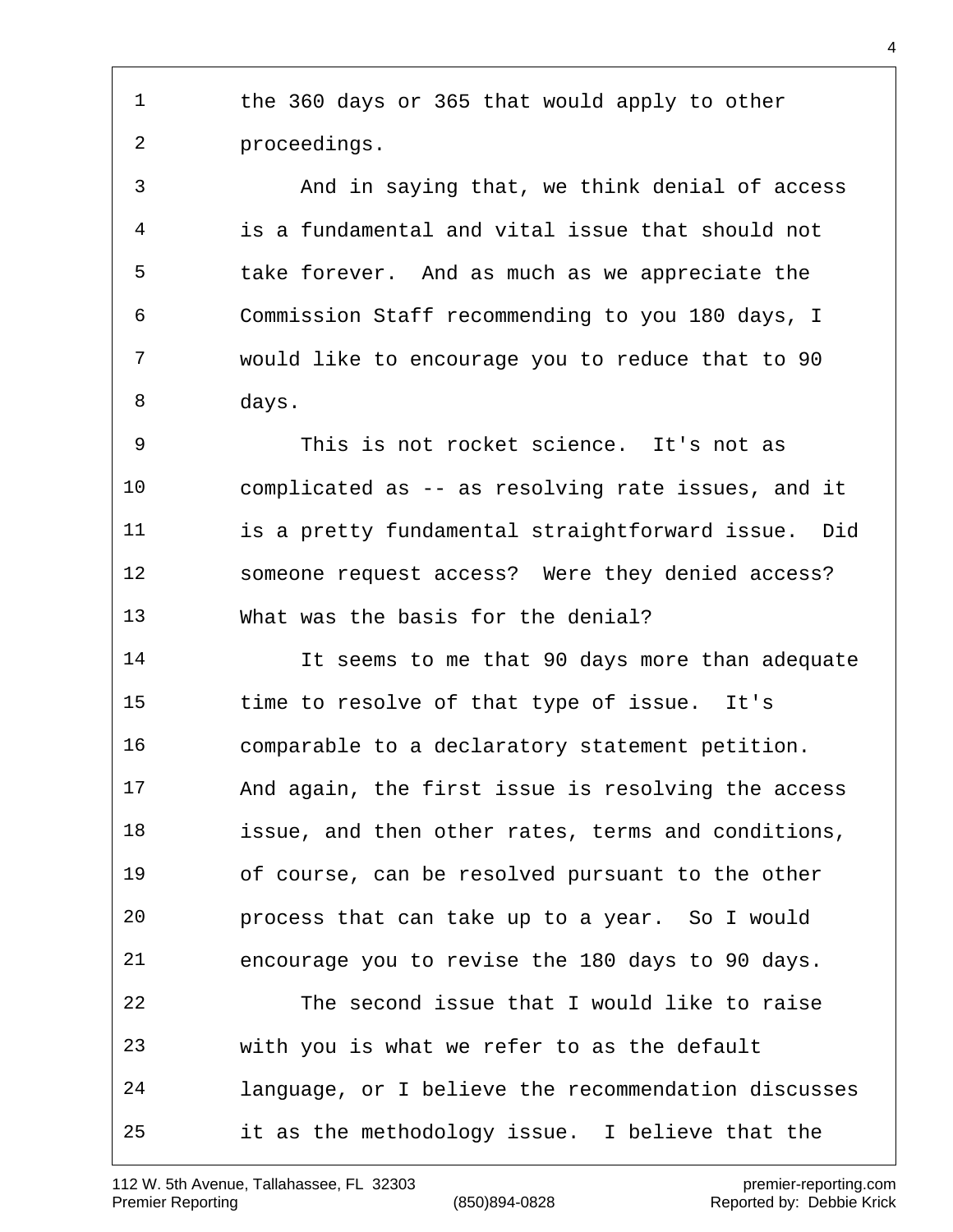the 360 days or 365 that would apply to other proceedings.

And in saying that, we think denial of access is a fundamental and vital issue that should not take forever. And as much as we appreciate the Commission Staff recommending to you 180 days, I would like to encourage you to reduce that to 90 days.

This is not rocket science. It's not as complicated as -- as resolving rate issues, and it is a pretty fundamental straightforward issue. Did someone request access? Were they denied access? What was the basis for the denial?

It seems to me that 90 days more than adequate time to resolve of that type of issue. It's comparable to a declaratory statement petition. And again, the first issue is resolving the access issue, and then other rates, terms and conditions, of course, can be resolved pursuant to the other process that can take up to a year. So I would encourage you to revise the 180 days to 90 days.

The second issue that I would like to raise with you is what we refer to as the default language, or I believe the recommendation discusses it as the methodology issue. I believe that the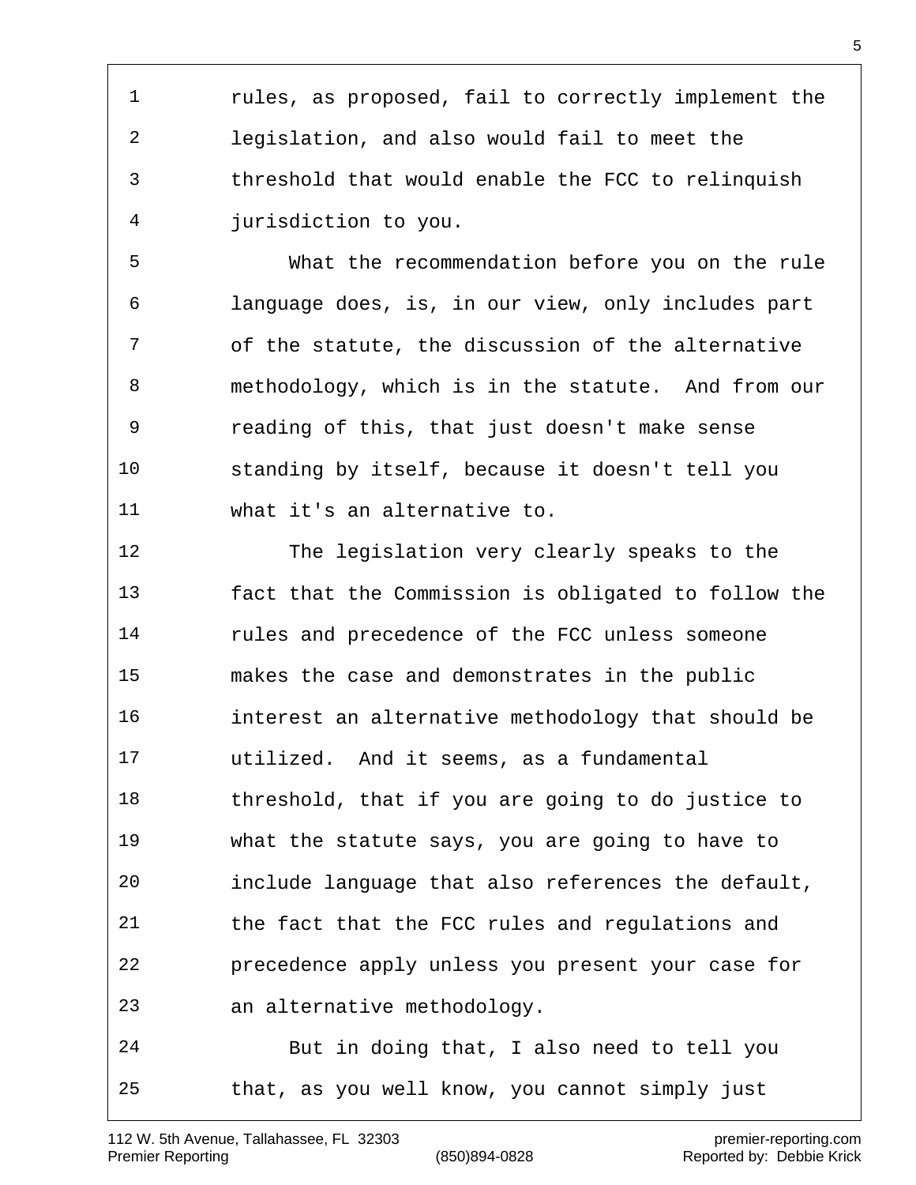rules, as proposed, fail to correctly implement the legislation, and also would fail to meet the threshold that would enable the FCC to relinquish jurisdiction to you.

What the recommendation before you on the rule language does, is, in our view, only includes part of the statute, the discussion of the alternative methodology, which is in the statute. And from our reading of this, that just doesn't make sense standing by itself, because it doesn't tell you what it's an alternative to.

The legislation very clearly speaks to the fact that the Commission is obligated to follow the rules and precedence of the FCC unless someone makes the case and demonstrates in the public interest an alternative methodology that should be utilized. And it seems, as a fundamental threshold, that if you are going to do justice to what the statute says, you are going to have to include language that also references the default, the fact that the FCC rules and regulations and precedence apply unless you present your case for an alternative methodology.

But in doing that, I also need to tell you that, as you well know, you cannot simply just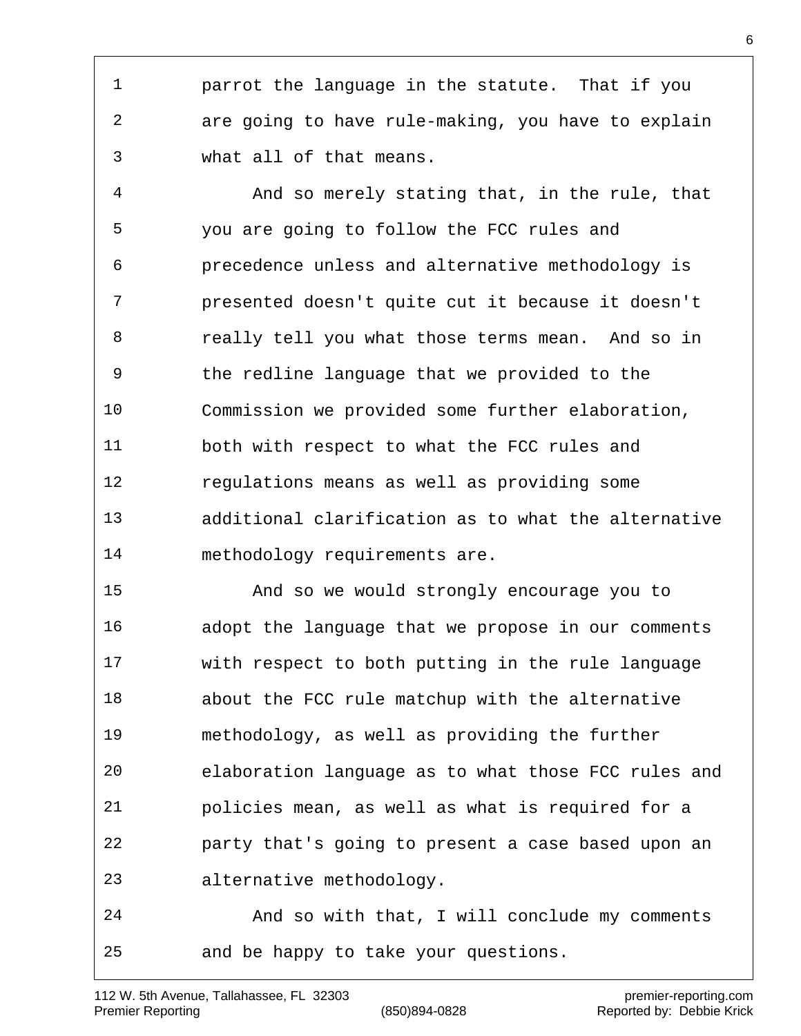parrot the language in the statute. That if you are going to have rule-making, you have to explain what all of that means.

And so merely stating that, in the rule, that you are going to follow the FCC rules and precedence unless and alternative methodology is presented doesn't quite cut it because it doesn't really tell you what those terms mean. And so in the redline language that we provided to the Commission we provided some further elaboration, both with respect to what the FCC rules and regulations means as well as providing some additional clarification as to what the alternative methodology requirements are.

And so we would strongly encourage you to adopt the language that we propose in our comments with respect to both putting in the rule language about the FCC rule matchup with the alternative methodology, as well as providing the further elaboration language as to what those FCC rules and policies mean, as well as what is required for a party that's going to present a case based upon an alternative methodology.

And so with that, I will conclude my comments and be happy to take your questions.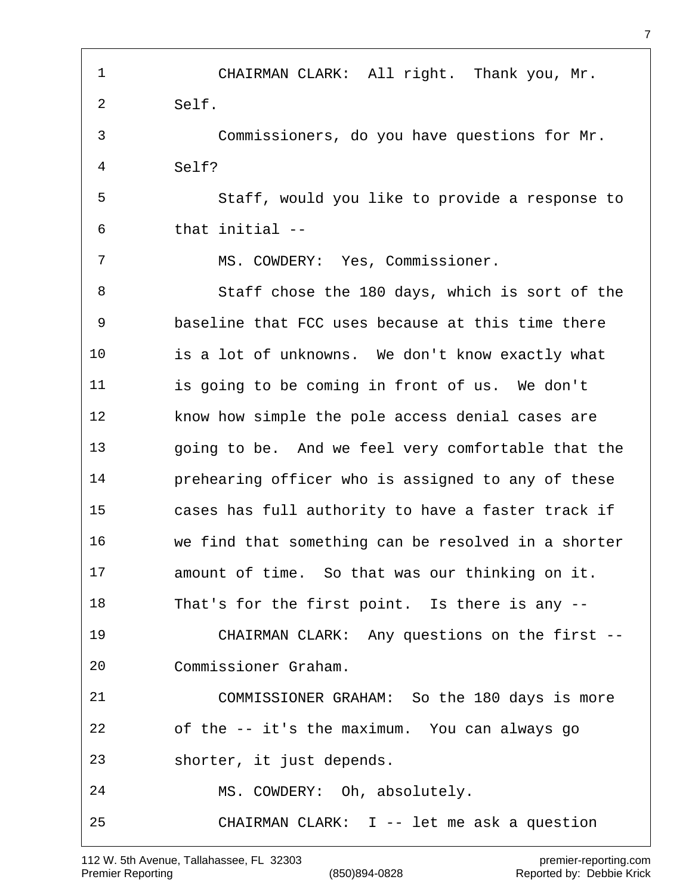CHAIRMAN CLARK: All right. Thank you, Mr. Self.

Commissioners, do you have questions for Mr. Self?

Staff, would you like to provide a response to that initial --

MS. COWDERY: Yes, Commissioner.

Staff chose the 180 days, which is sort of the baseline that FCC uses because at this time there is a lot of unknowns. We don't know exactly what is going to be coming in front of us. We don't know how simple the pole access denial cases are going to be. And we feel very comfortable that the prehearing officer who is assigned to any of these cases has full authority to have a faster track if we find that something can be resolved in a shorter amount of time. So that was our thinking on it. That's for the first point. Is there is any --

CHAIRMAN CLARK: Any questions on the first -- Commissioner Graham.

COMMISSIONER GRAHAM: So the 180 days is more of the -- it's the maximum. You can always go shorter, it just depends.

MS. COWDERY: Oh, absolutely.

CHAIRMAN CLARK: I -- let me ask a question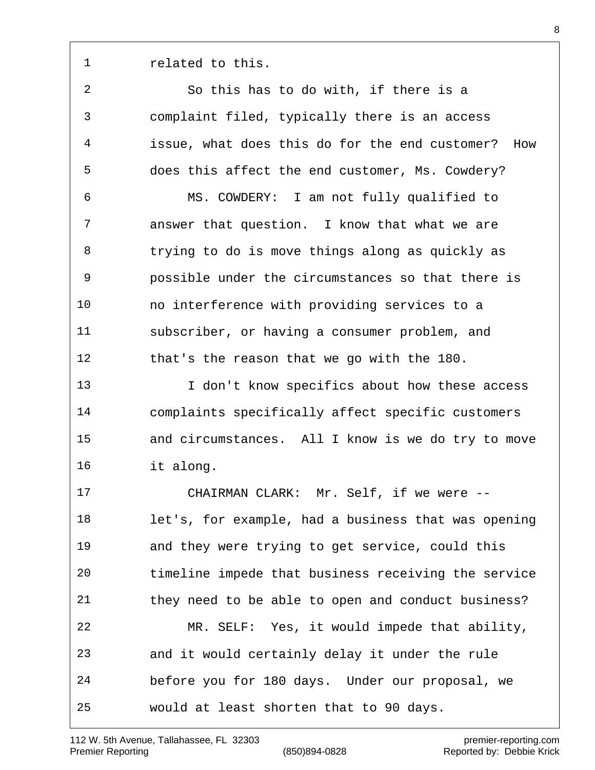related to this.

So this has to do with, if there is a complaint filed, typically there is an access issue, what does this do for the end customer? How does this affect the end customer, Ms. Cowdery?

MS. COWDERY: I am not fully qualified to answer that question. I know that what we are trying to do is move things along as quickly as possible under the circumstances so that there is no interference with providing services to a subscriber, or having a consumer problem, and that's the reason that we go with the 180.

I don't know specifics about how these access complaints specifically affect specific customers and circumstances. All I know is we do try to move it along.

CHAIRMAN CLARK: Mr. Self, if we were -- let's, for example, had a business that was opening and they were trying to get service, could this timeline impede that business receiving the service they need to be able to open and conduct business?

MR. SELF: Yes, it would impede that ability, and it would certainly delay it under the rule before you for 180 days. Under our proposal, we would at least shorten that to 90 days.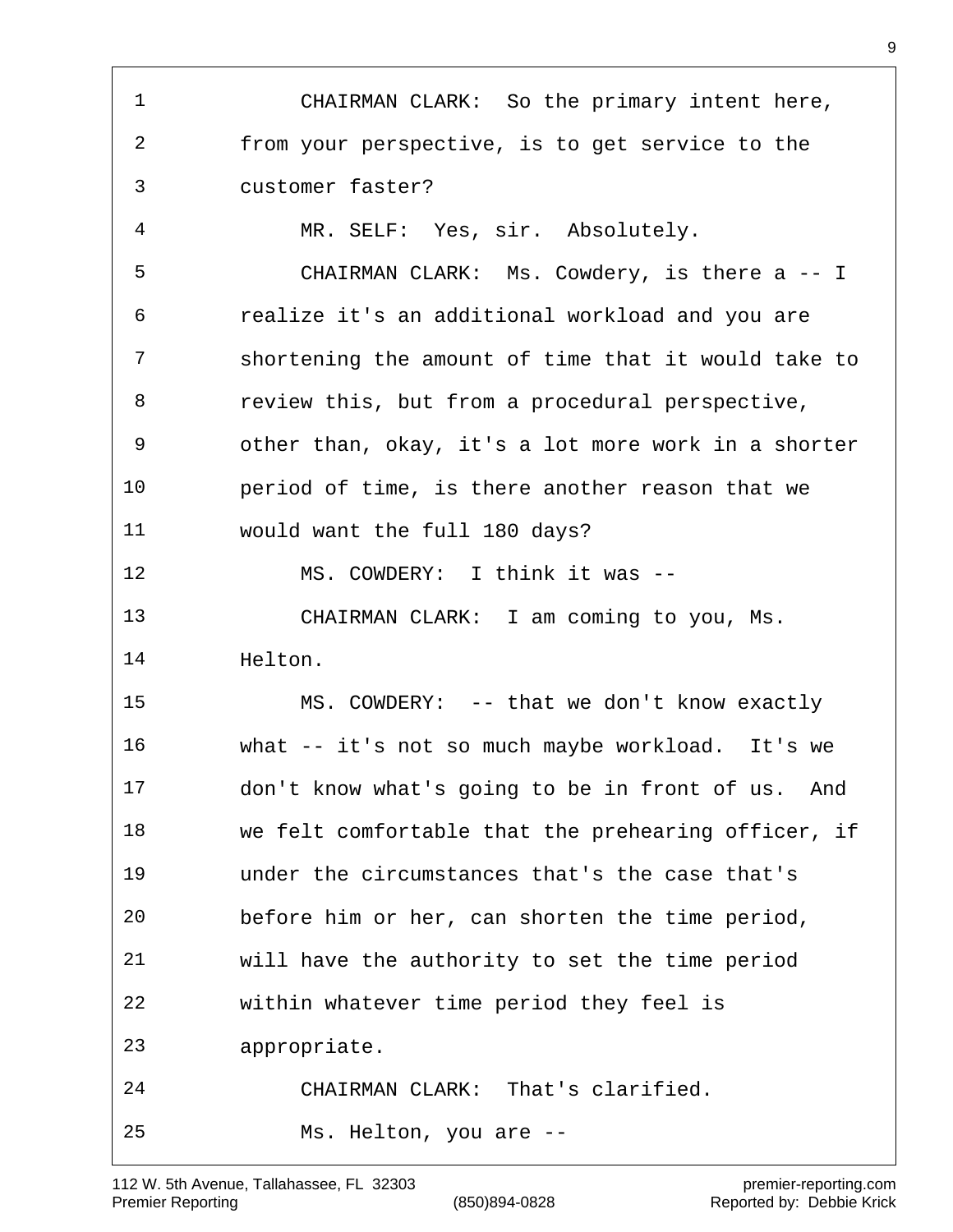CHAIRMAN CLARK: So the primary intent here, from your perspective, is to get service to the customer faster?

MR. SELF: Yes, sir. Absolutely.

CHAIRMAN CLARK: Ms. Cowdery, is there a -- I realize it's an additional workload and you are shortening the amount of time that it would take to review this, but from a procedural perspective, other than, okay, it's a lot more work in a shorter period of time, is there another reason that we would want the full 180 days?

MS. COWDERY: I think it was --

CHAIRMAN CLARK: I am coming to you, Ms. Helton.

MS. COWDERY: -- that we don't know exactly what -- it's not so much maybe workload. It's we don't know what's going to be in front of us. And we felt comfortable that the prehearing officer, if under the circumstances that's the case that's before him or her, can shorten the time period, will have the authority to set the time period within whatever time period they feel is appropriate.

CHAIRMAN CLARK: That's clarified.

Ms. Helton, you are --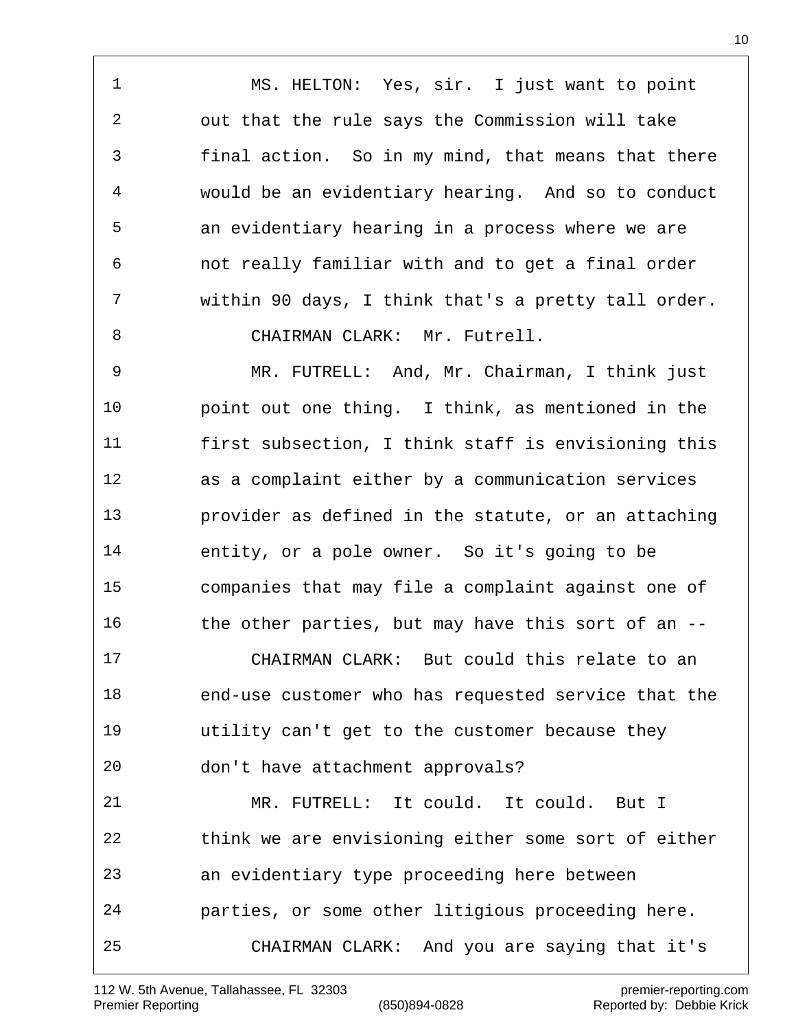MS. HELTON: Yes, sir. I just want to point out that the rule says the Commission will take final action. So in my mind, that means that there would be an evidentiary hearing. And so to conduct an evidentiary hearing in a process where we are not really familiar with and to get a final order within 90 days, I think that's a pretty tall order.

CHAIRMAN CLARK: Mr. Futrell.

MR. FUTRELL: And, Mr. Chairman, I think just point out one thing. I think, as mentioned in the first subsection, I think staff is envisioning this as a complaint either by a communication services provider as defined in the statute, or an attaching entity, or a pole owner. So it's going to be companies that may file a complaint against one of the other parties, but may have this sort of an --

CHAIRMAN CLARK: But could this relate to an end-use customer who has requested service that the utility can't get to the customer because they don't have attachment approvals?

MR. FUTRELL: It could. It could. But I think we are envisioning either some sort of either an evidentiary type proceeding here between parties, or some other litigious proceeding here.

CHAIRMAN CLARK: And you are saying that it's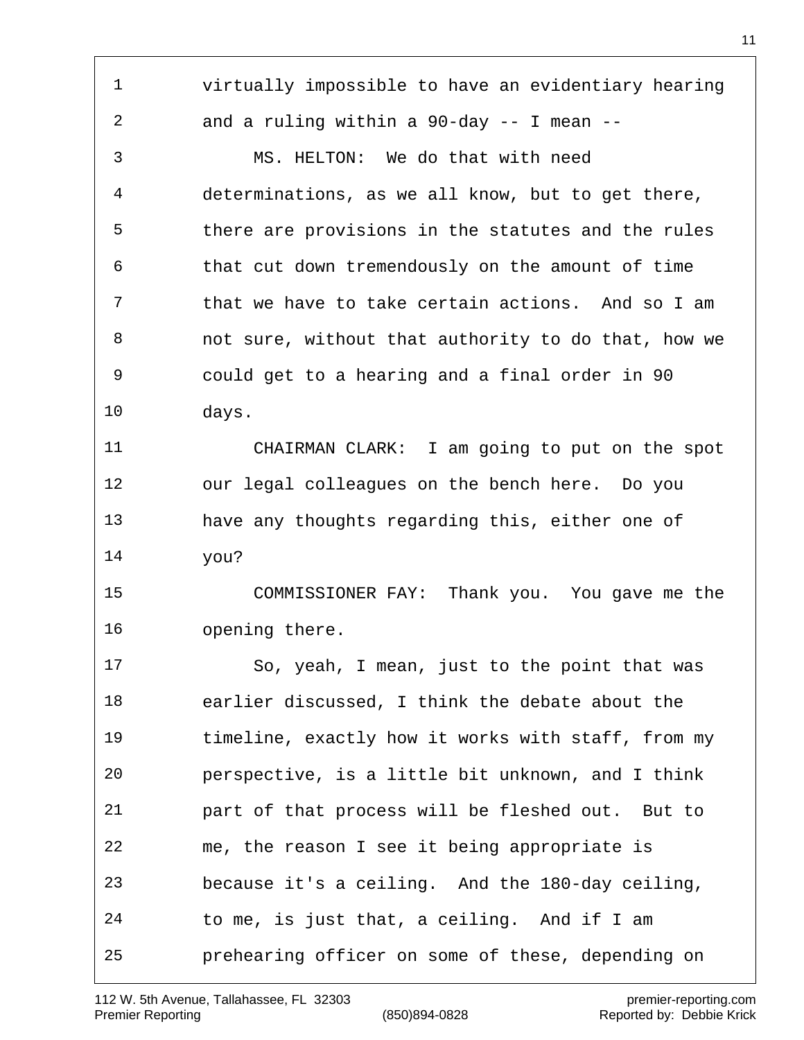virtually impossible to have an evidentiary hearing and a ruling within a 90-day -- I mean --

MS. HELTON: We do that with need determinations, as we all know, but to get there, there are provisions in the statutes and the rules that cut down tremendously on the amount of time that we have to take certain actions. And so I am not sure, without that authority to do that, how we could get to a hearing and a final order in 90 days.

CHAIRMAN CLARK: I am going to put on the spot our legal colleagues on the bench here. Do you have any thoughts regarding this, either one of you?

COMMISSIONER FAY: Thank you. You gave me the opening there.

So, yeah, I mean, just to the point that was earlier discussed, I think the debate about the timeline, exactly how it works with staff, from my perspective, is a little bit unknown, and I think part of that process will be fleshed out. But to me, the reason I see it being appropriate is because it's a ceiling. And the 180-day ceiling, to me, is just that, a ceiling. And if I am prehearing officer on some of these, depending on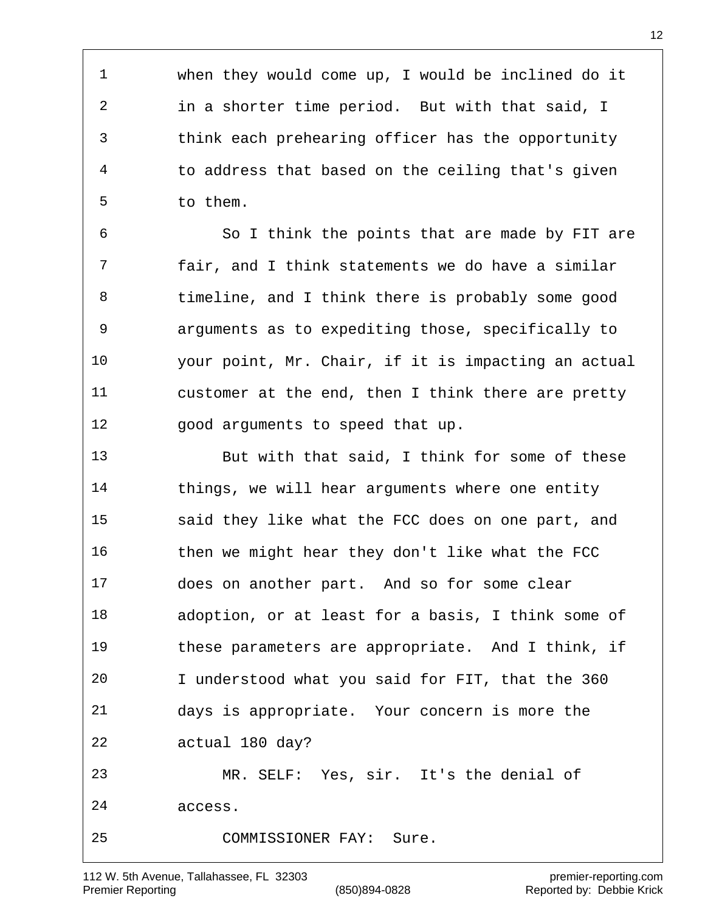when they would come up, I would be inclined do it in a shorter time period. But with that said, I think each prehearing officer has the opportunity to address that based on the ceiling that's given to them.

So I think the points that are made by FIT are fair, and I think statements we do have a similar timeline, and I think there is probably some good arguments as to expediting those, specifically to your point, Mr. Chair, if it is impacting an actual customer at the end, then I think there are pretty good arguments to speed that up.

But with that said, I think for some of these things, we will hear arguments where one entity said they like what the FCC does on one part, and then we might hear they don't like what the FCC does on another part. And so for some clear adoption, or at least for a basis, I think some of these parameters are appropriate. And I think, if I understood what you said for FIT, that the 360 days is appropriate. Your concern is more the actual 180 day?

MR. SELF: Yes, sir. It's the denial of access.

COMMISSIONER FAY: Sure.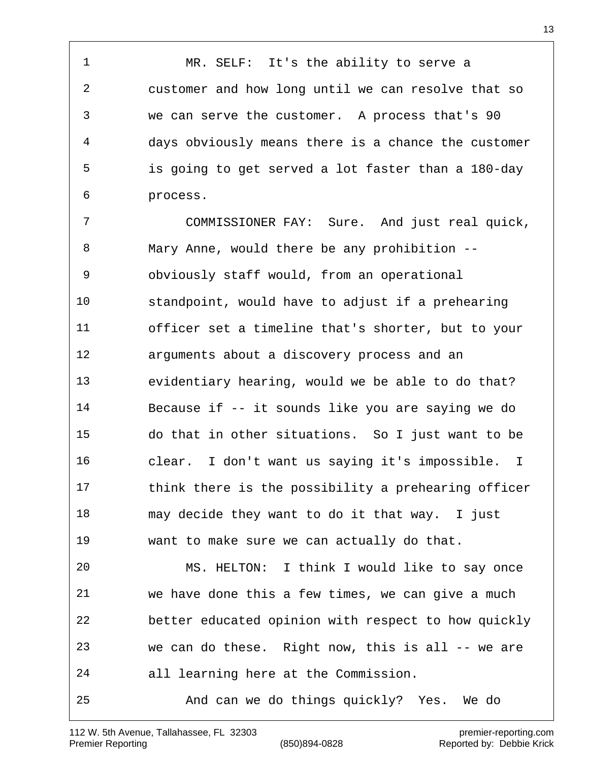MR. SELF: It's the ability to serve a customer and how long until we can resolve that so we can serve the customer. A process that's 90 days obviously means there is a chance the customer is going to get served a lot faster than a 180-day process.

COMMISSIONER FAY: Sure. And just real quick, Mary Anne, would there be any prohibition -- obviously staff would, from an operational standpoint, would have to adjust if a prehearing officer set a timeline that's shorter, but to your arguments about a discovery process and an evidentiary hearing, would we be able to do that? Because if -- it sounds like you are saying we do do that in other situations. So I just want to be clear. I don't want us saying it's impossible. I think there is the possibility a prehearing officer may decide they want to do it that way. I just want to make sure we can actually do that.

MS. HELTON: I think I would like to say once we have done this a few times, we can give a much better educated opinion with respect to how quickly we can do these. Right now, this is all -- we are all learning here at the Commission.

And can we do things quickly? Yes. We do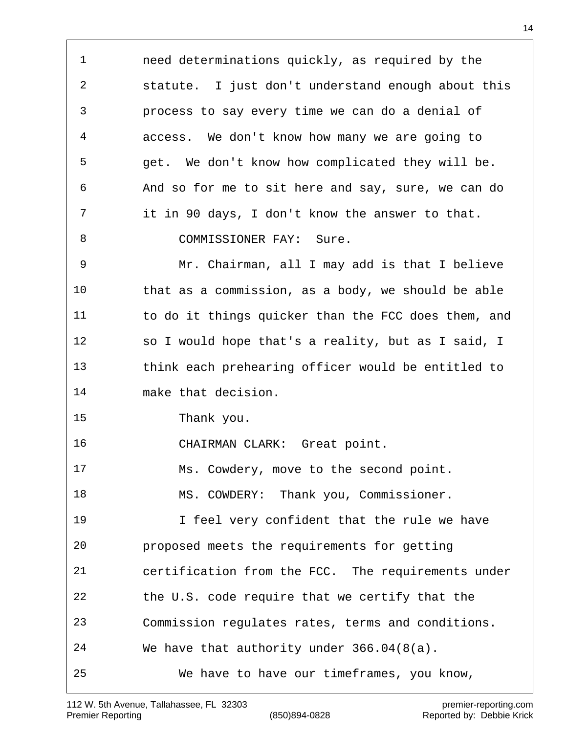need determinations quickly, as required by the statute. I just don't understand enough about this process to say every time we can do a denial of access. We don't know how many we are going to get. We don't know how complicated they will be. And so for me to sit here and say, sure, we can do it in 90 days, I don't know the answer to that.

COMMISSIONER FAY: Sure.

Mr. Chairman, all I may add is that I believe that as a commission, as a body, we should be able to do it things quicker than the FCC does them, and so I would hope that's a reality, but as I said, I think each prehearing officer would be entitled to make that decision.

Thank you.

CHAIRMAN CLARK: Great point.

Ms. Cowdery, move to the second point.

MS. COWDERY: Thank you, Commissioner.

I feel very confident that the rule we have proposed meets the requirements for getting certification from the FCC. The requirements under the U.S. code require that we certify that the Commission regulates rates, terms and conditions. We have that authority under 366.04(8(a).

We have to have our timeframes, you know,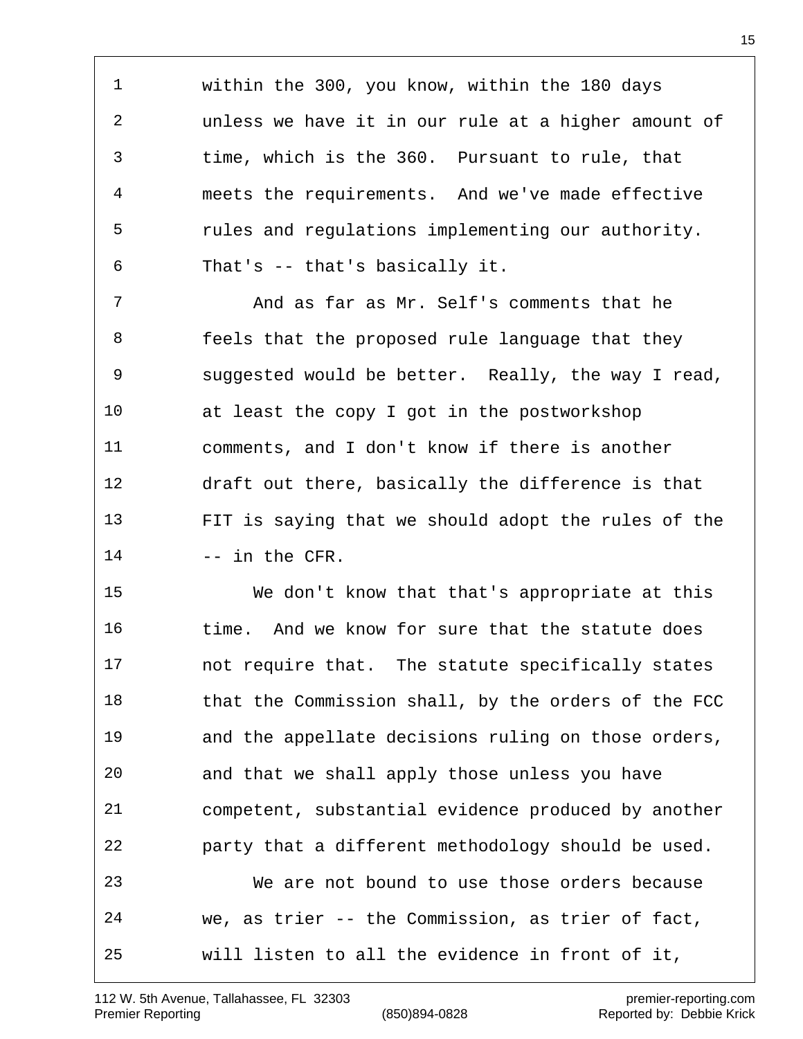within the 300, you know, within the 180 days unless we have it in our rule at a higher amount of time, which is the 360. Pursuant to rule, that meets the requirements. And we've made effective rules and regulations implementing our authority. That's -- that's basically it.

And as far as Mr. Self's comments that he feels that the proposed rule language that they suggested would be better. Really, the way I read, at least the copy I got in the postworkshop comments, and I don't know if there is another draft out there, basically the difference is that FIT is saying that we should adopt the rules of the -- in the CFR.

We don't know that that's appropriate at this time. And we know for sure that the statute does not require that. The statute specifically states that the Commission shall, by the orders of the FCC and the appellate decisions ruling on those orders, and that we shall apply those unless you have competent, substantial evidence produced by another party that a different methodology should be used.

We are not bound to use those orders because we, as trier -- the Commission, as trier of fact, will listen to all the evidence in front of it,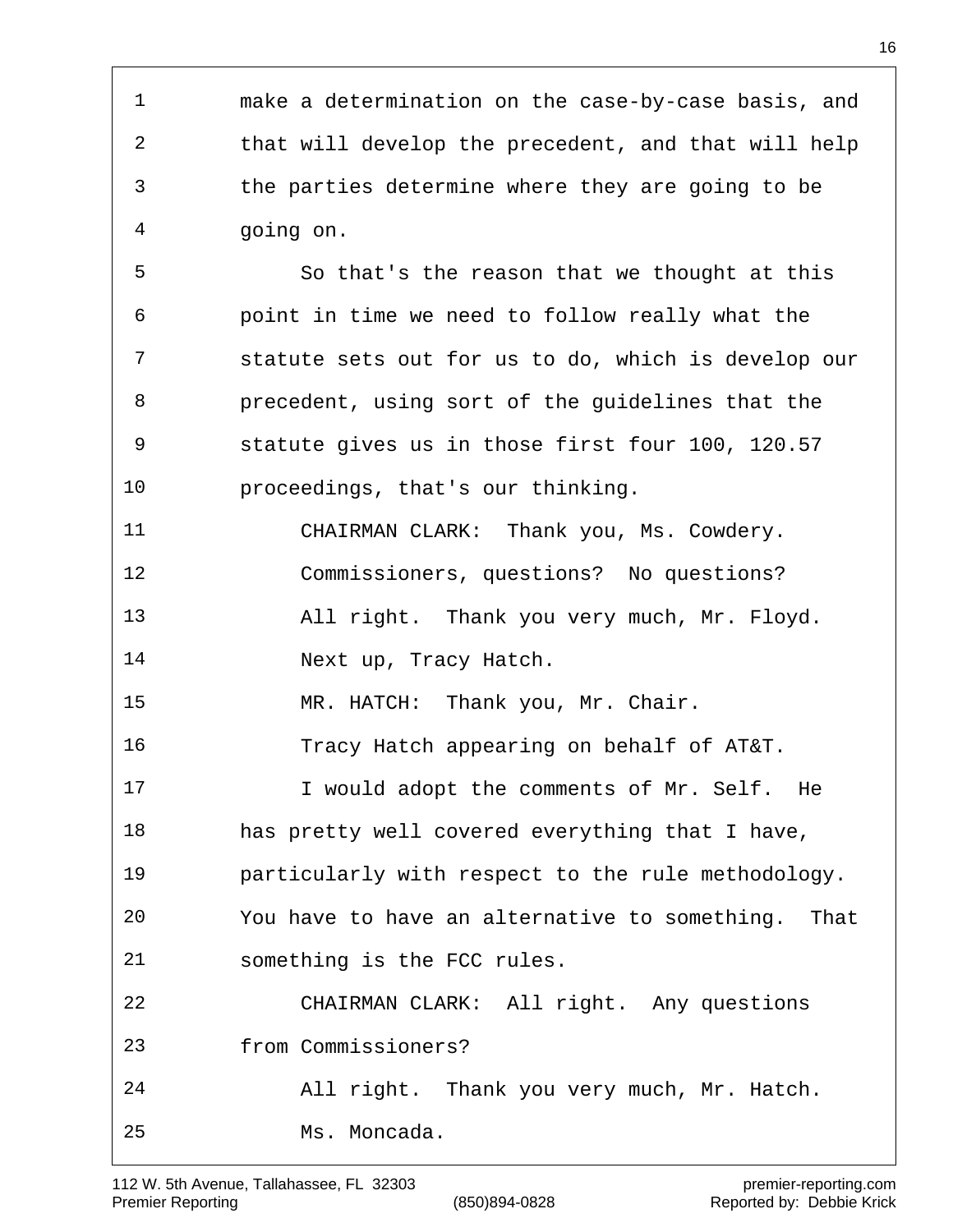make a determination on the case-by-case basis, and that will develop the precedent, and that will help the parties determine where they are going to be going on.

So that's the reason that we thought at this point in time we need to follow really what the statute sets out for us to do, which is develop our precedent, using sort of the guidelines that the statute gives us in those first four 100, 120.57 proceedings, that's our thinking.

CHAIRMAN CLARK: Thank you, Ms. Cowdery.

Commissioners, questions? No questions?

All right. Thank you very much, Mr. Floyd.

Next up, Tracy Hatch.

MR. HATCH: Thank you, Mr. Chair.

Tracy Hatch appearing on behalf of AT&T.

I would adopt the comments of Mr. Self. He has pretty well covered everything that I have, particularly with respect to the rule methodology. You have to have an alternative to something. That something is the FCC rules.

CHAIRMAN CLARK: All right. Any questions from Commissioners?

All right. Thank you very much, Mr. Hatch.

Ms. Moncada.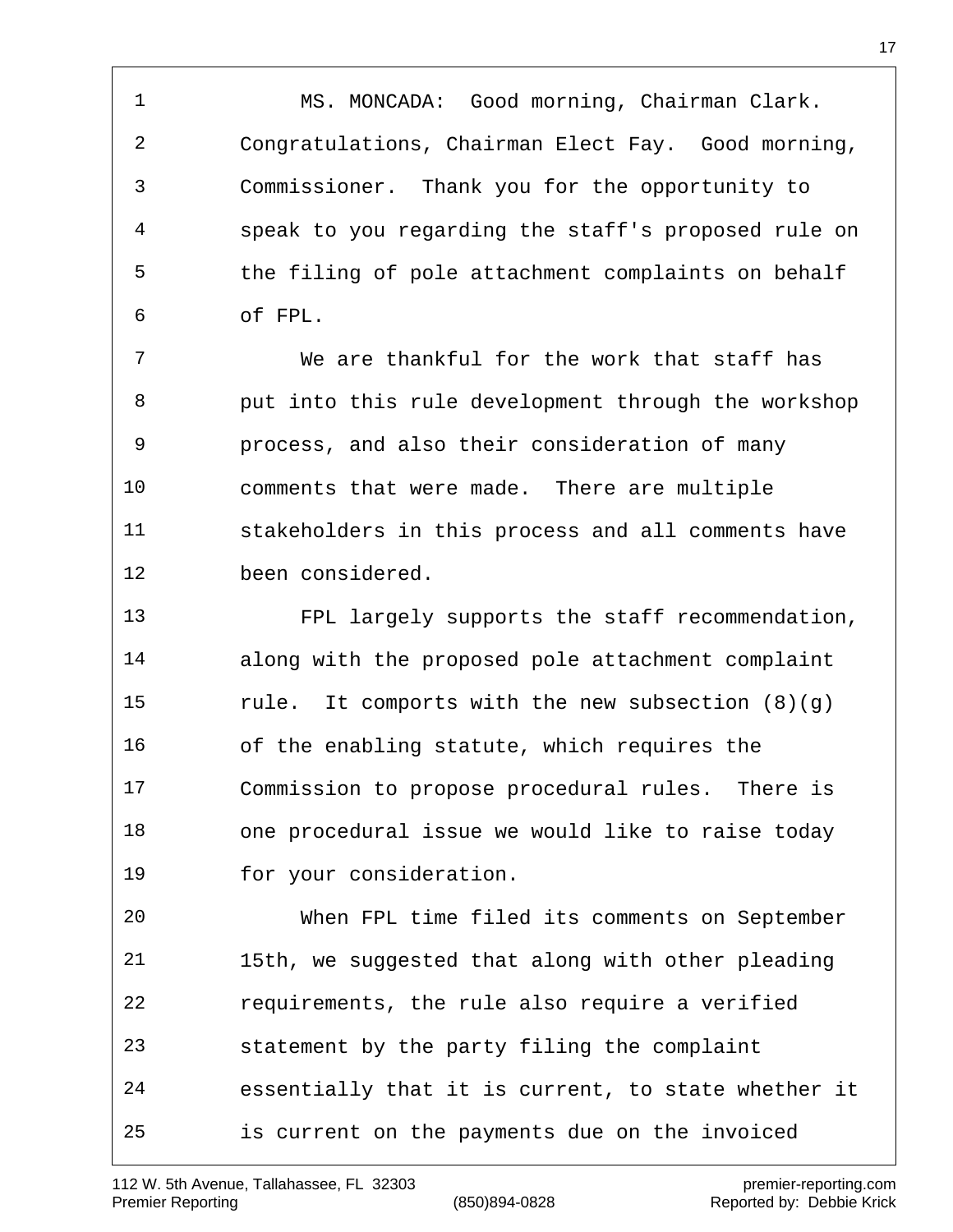MS. MONCADA: Good morning, Chairman Clark. Congratulations, Chairman Elect Fay. Good morning, Commissioner. Thank you for the opportunity to speak to you regarding the staff's proposed rule on the filing of pole attachment complaints on behalf of FPL.

We are thankful for the work that staff has put into this rule development through the workshop process, and also their consideration of many comments that were made. There are multiple stakeholders in this process and all comments have been considered.

FPL largely supports the staff recommendation, along with the proposed pole attachment complaint rule. It comports with the new subsection (8)(g) of the enabling statute, which requires the Commission to propose procedural rules. There is one procedural issue we would like to raise today for your consideration.

When FPL time filed its comments on September 15th, we suggested that along with other pleading requirements, the rule also require a verified statement by the party filing the complaint essentially that it is current, to state whether it is current on the payments due on the invoiced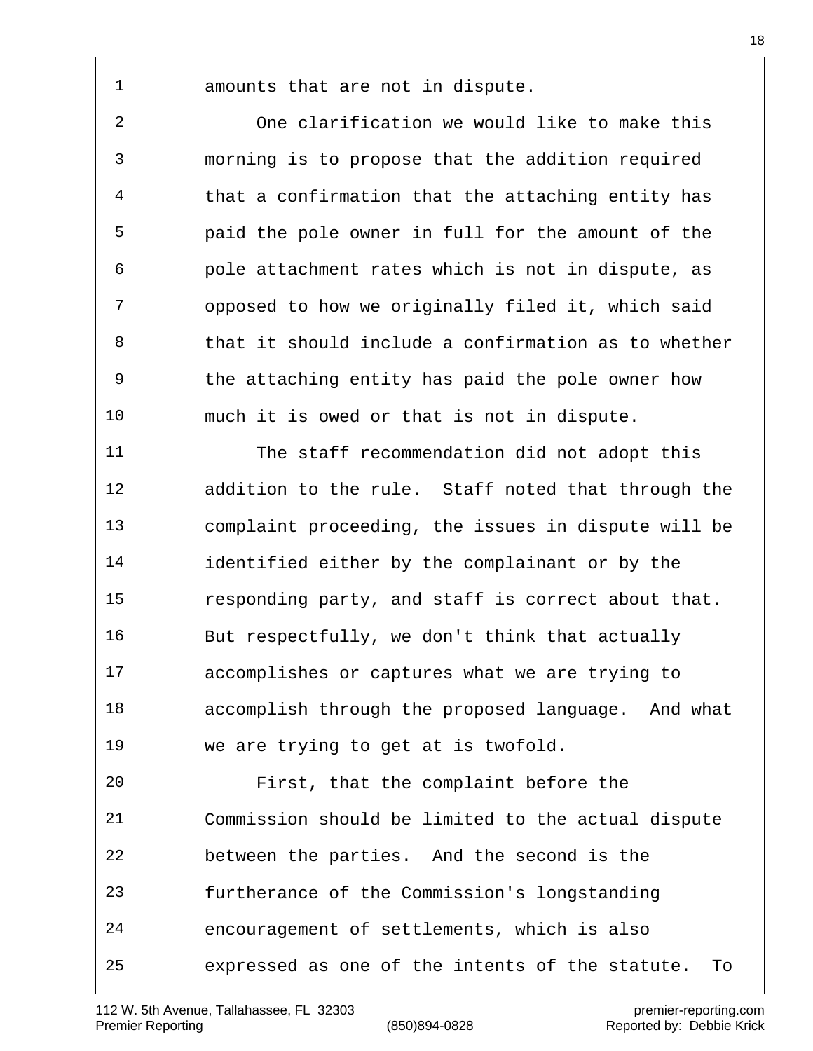amounts that are not in dispute.

One clarification we would like to make this morning is to propose that the addition required that a confirmation that the attaching entity has paid the pole owner in full for the amount of the pole attachment rates which is not in dispute, as opposed to how we originally filed it, which said that it should include a confirmation as to whether the attaching entity has paid the pole owner how much it is owed or that is not in dispute.

The staff recommendation did not adopt this addition to the rule. Staff noted that through the complaint proceeding, the issues in dispute will be identified either by the complainant or by the responding party, and staff is correct about that. But respectfully, we don't think that actually accomplishes or captures what we are trying to accomplish through the proposed language. And what we are trying to get at is twofold.

First, that the complaint before the Commission should be limited to the actual dispute between the parties. And the second is the furtherance of the Commission's longstanding encouragement of settlements, which is also expressed as one of the intents of the statute. To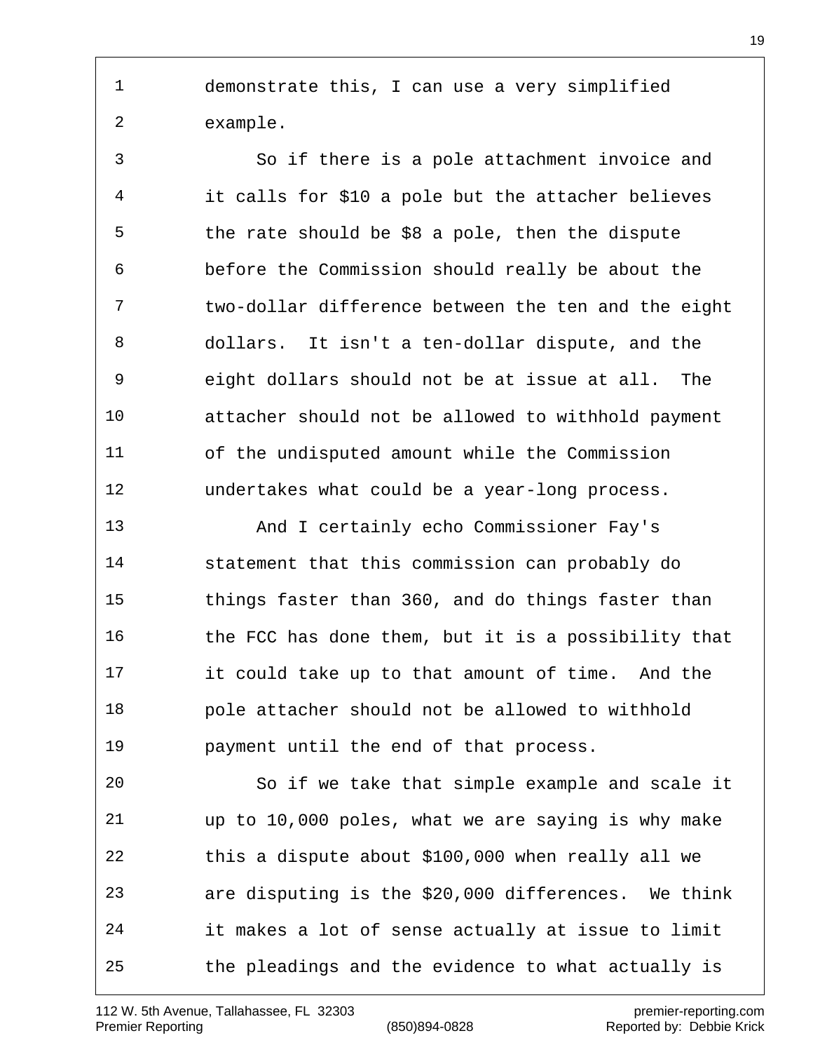demonstrate this, I can use a very simplified example.

So if there is a pole attachment invoice and it calls for $10 a pole but the attacher believes the rate should be $8 a pole, then the dispute before the Commission should really be about the two-dollar difference between the ten and the eight dollars. It isn't a ten-dollar dispute, and the eight dollars should not be at issue at all. The attacher should not be allowed to withhold payment of the undisputed amount while the Commission undertakes what could be a year-long process.

And I certainly echo Commissioner Fay's statement that this commission can probably do things faster than 360, and do things faster than the FCC has done them, but it is a possibility that it could take up to that amount of time. And the pole attacher should not be allowed to withhold payment until the end of that process.

So if we take that simple example and scale it up to 10,000 poles, what we are saying is why make this a dispute about $100,000 when really all we are disputing is the $20,000 differences. We think it makes a lot of sense actually at issue to limit the pleadings and the evidence to what actually is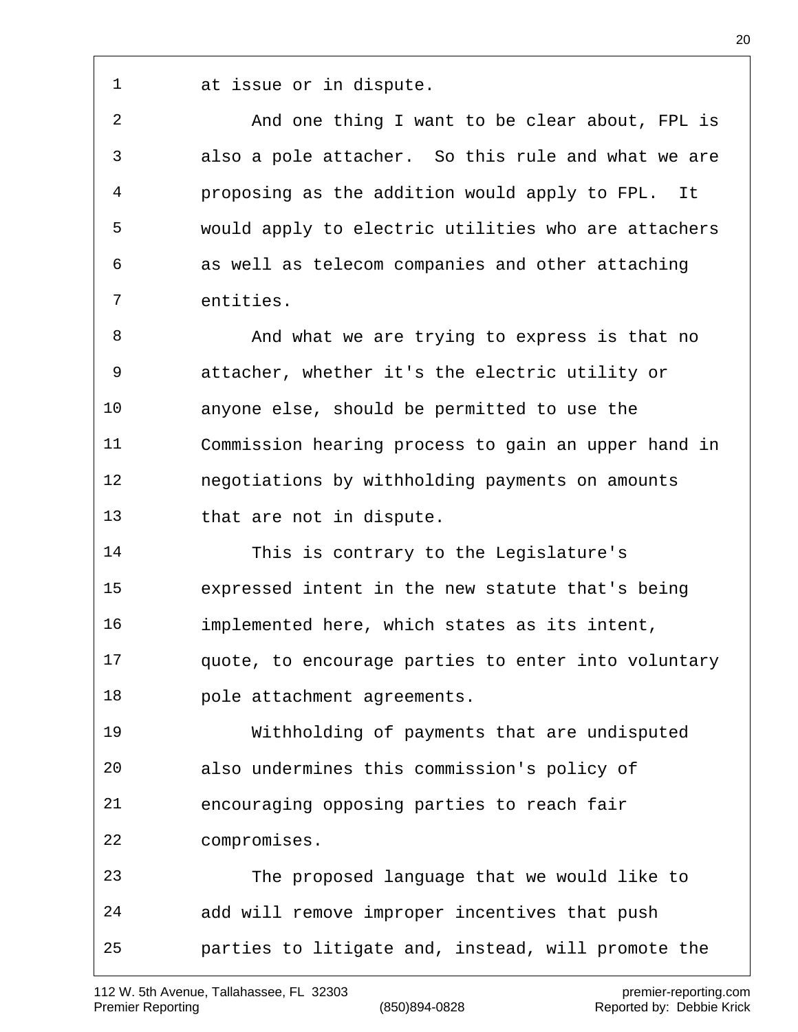at issue or in dispute.

And one thing I want to be clear about, FPL is also a pole attacher. So this rule and what we are proposing as the addition would apply to FPL. It would apply to electric utilities who are attachers as well as telecom companies and other attaching entities.

And what we are trying to express is that no attacher, whether it's the electric utility or anyone else, should be permitted to use the Commission hearing process to gain an upper hand in negotiations by withholding payments on amounts that are not in dispute.

This is contrary to the Legislature's expressed intent in the new statute that's being implemented here, which states as its intent, quote, to encourage parties to enter into voluntary pole attachment agreements.

Withholding of payments that are undisputed also undermines this commission's policy of encouraging opposing parties to reach fair compromises.

The proposed language that we would like to add will remove improper incentives that push parties to litigate and, instead, will promote the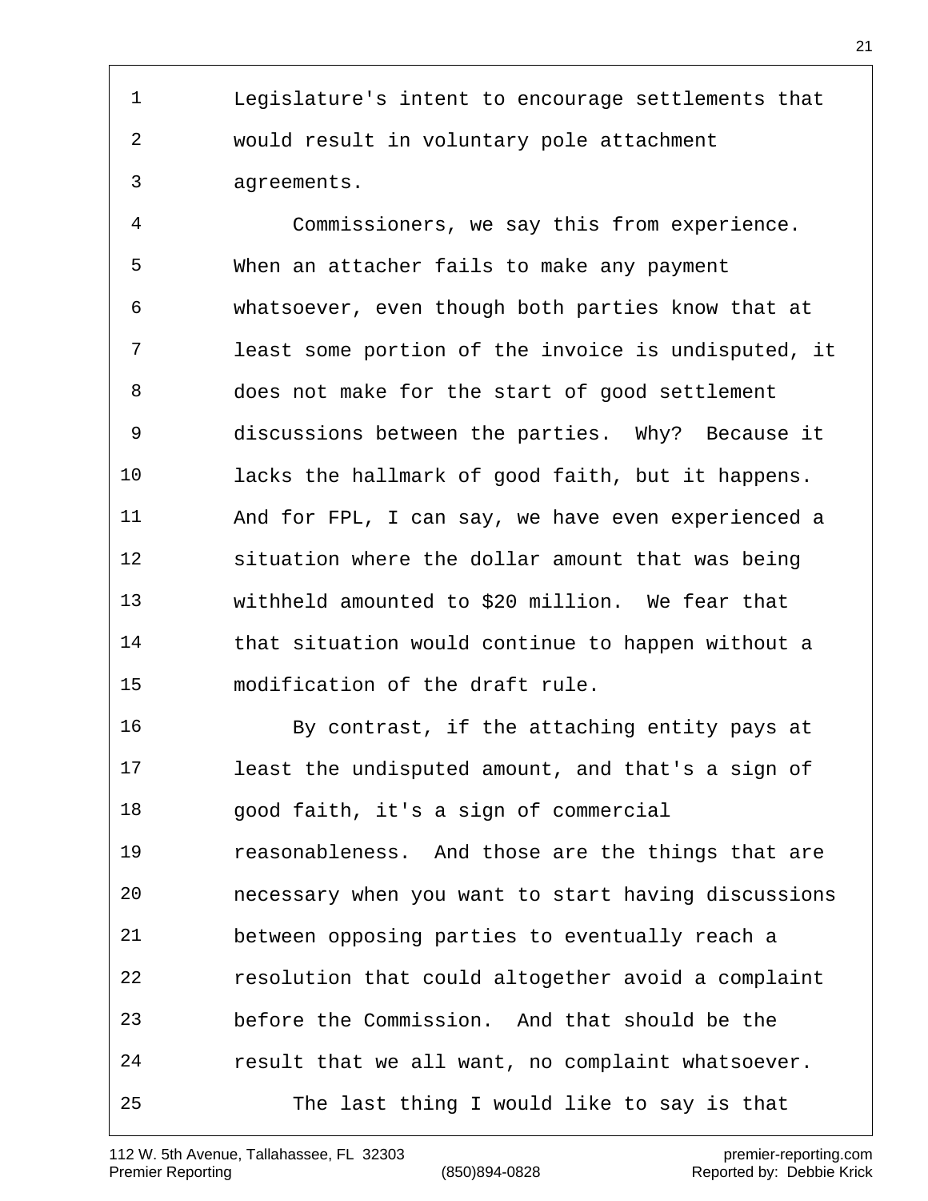Legislature's intent to encourage settlements that would result in voluntary pole attachment agreements.

Commissioners, we say this from experience. When an attacher fails to make any payment whatsoever, even though both parties know that at least some portion of the invoice is undisputed, it does not make for the start of good settlement discussions between the parties. Why? Because it lacks the hallmark of good faith, but it happens. And for FPL, I can say, we have even experienced a situation where the dollar amount that was being withheld amounted to $20 million. We fear that that situation would continue to happen without a modification of the draft rule.

By contrast, if the attaching entity pays at least the undisputed amount, and that's a sign of good faith, it's a sign of commercial reasonableness. And those are the things that are necessary when you want to start having discussions between opposing parties to eventually reach a resolution that could altogether avoid a complaint before the Commission. And that should be the result that we all want, no complaint whatsoever.

The last thing I would like to say is that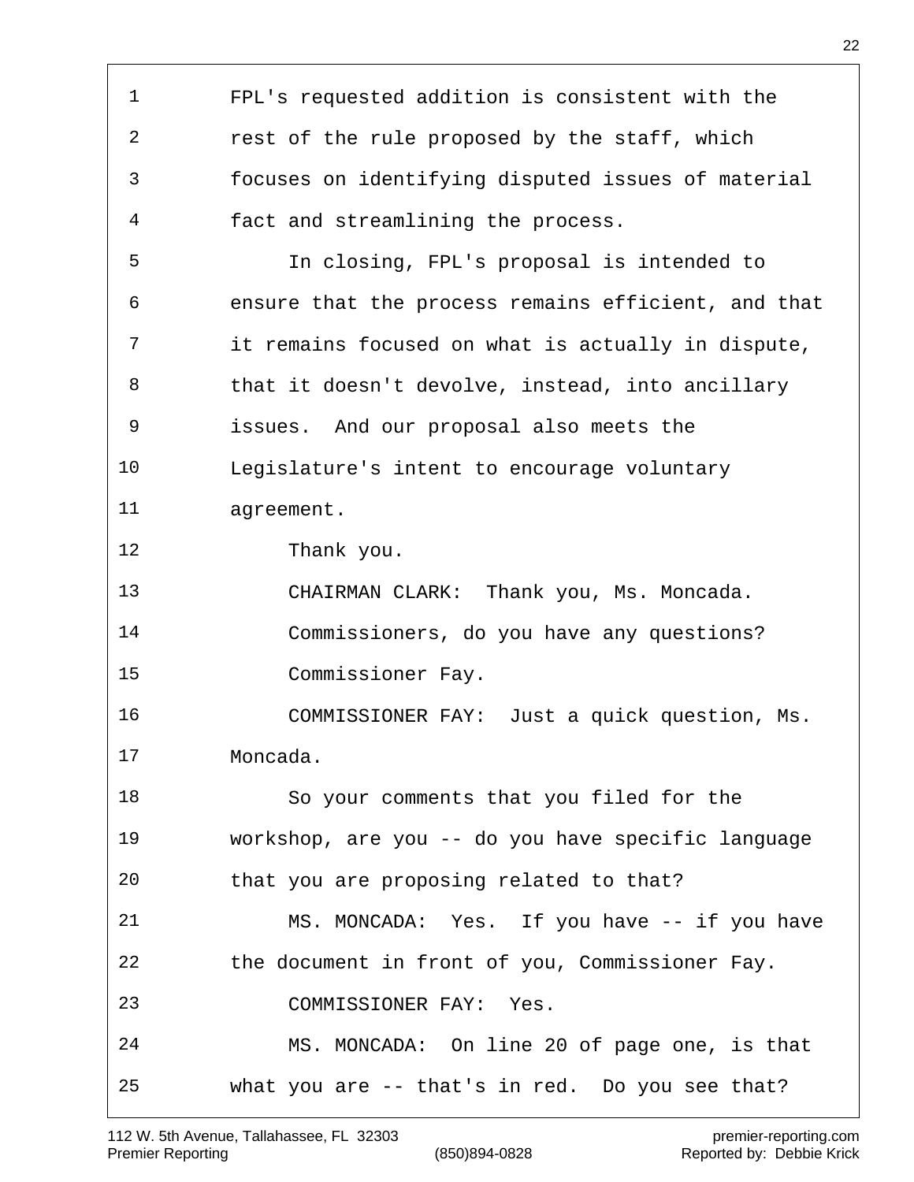FPL's requested addition is consistent with the rest of the rule proposed by the staff, which focuses on identifying disputed issues of material fact and streamlining the process.

In closing, FPL's proposal is intended to ensure that the process remains efficient, and that it remains focused on what is actually in dispute, that it doesn't devolve, instead, into ancillary issues. And our proposal also meets the Legislature's intent to encourage voluntary agreement.

Thank you.

CHAIRMAN CLARK: Thank you, Ms. Moncada.

Commissioners, do you have any questions?

Commissioner Fay.

COMMISSIONER FAY: Just a quick question, Ms. Moncada.

So your comments that you filed for the workshop, are you -- do you have specific language that you are proposing related to that?

MS. MONCADA: Yes. If you have -- if you have the document in front of you, Commissioner Fay.

COMMISSIONER FAY: Yes.

MS. MONCADA: On line 20 of page one, is that what you are -- that's in red. Do you see that?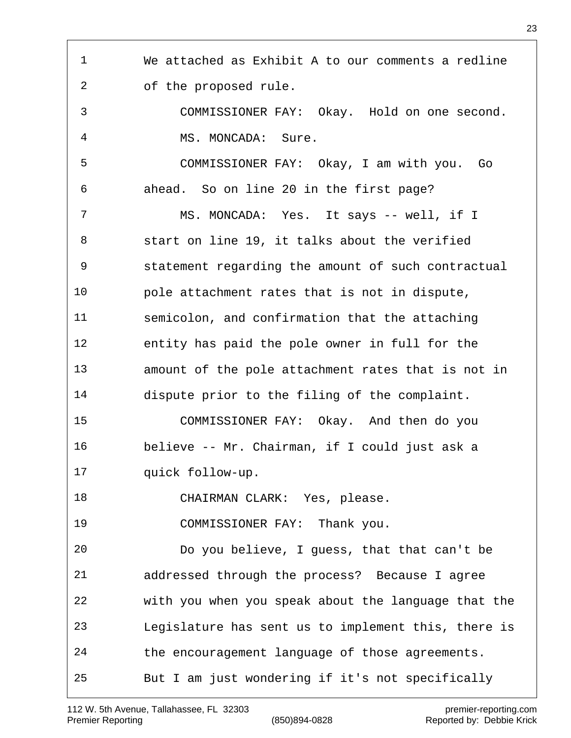We attached as Exhibit A to our comments a redline of the proposed rule.

COMMISSIONER FAY: Okay. Hold on one second.

MS. MONCADA: Sure.

COMMISSIONER FAY: Okay, I am with you. Go ahead. So on line 20 in the first page?

MS. MONCADA: Yes. It says -- well, if I start on line 19, it talks about the verified statement regarding the amount of such contractual pole attachment rates that is not in dispute, semicolon, and confirmation that the attaching entity has paid the pole owner in full for the amount of the pole attachment rates that is not in dispute prior to the filing of the complaint.

COMMISSIONER FAY: Okay. And then do you believe -- Mr. Chairman, if I could just ask a quick follow-up.

CHAIRMAN CLARK: Yes, please.

COMMISSIONER FAY: Thank you.

Do you believe, I guess, that that can't be addressed through the process? Because I agree with you when you speak about the language that the Legislature has sent us to implement this, there is the encouragement language of those agreements. But I am just wondering if it's not specifically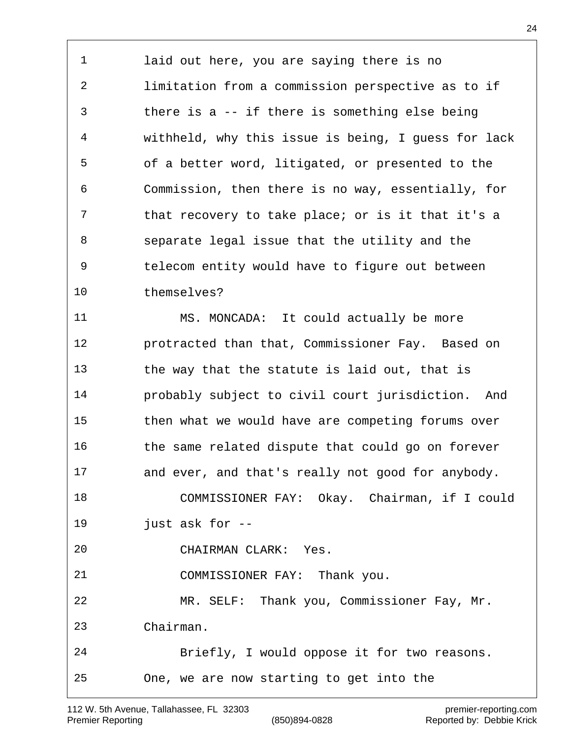laid out here, you are saying there is no limitation from a commission perspective as to if there is a -- if there is something else being withheld, why this issue is being, I guess for lack of a better word, litigated, or presented to the Commission, then there is no way, essentially, for that recovery to take place; or is it that it's a separate legal issue that the utility and the telecom entity would have to figure out between themselves?

MS. MONCADA: It could actually be more protracted than that, Commissioner Fay. Based on the way that the statute is laid out, that is probably subject to civil court jurisdiction. And then what we would have are competing forums over the same related dispute that could go on forever and ever, and that's really not good for anybody.

COMMISSIONER FAY: Okay. Chairman, if I could just ask for --

CHAIRMAN CLARK: Yes.

COMMISSIONER FAY: Thank you.

MR. SELF: Thank you, Commissioner Fay, Mr. Chairman.

Briefly, I would oppose it for two reasons. One, we are now starting to get into the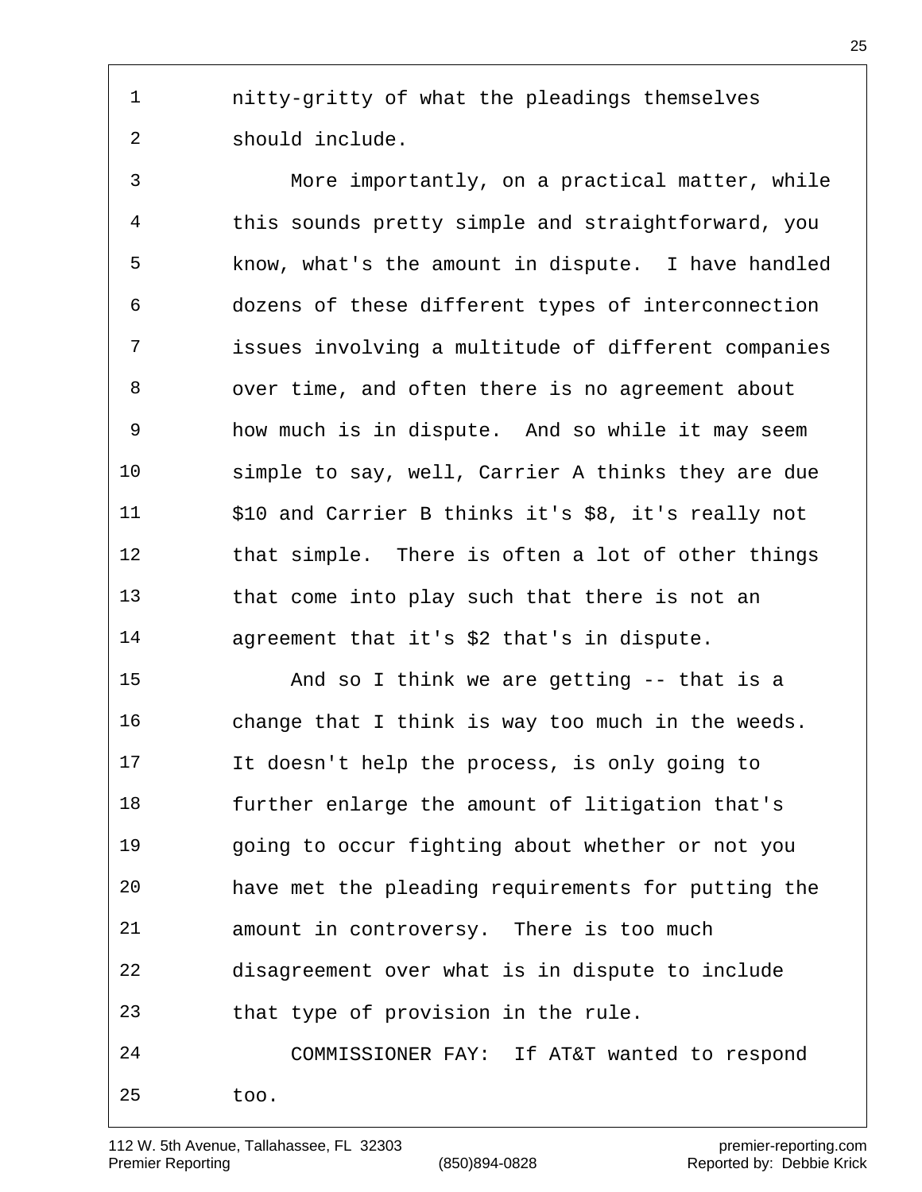nitty-gritty of what the pleadings themselves should include.

More importantly, on a practical matter, while this sounds pretty simple and straightforward, you know, what's the amount in dispute. I have handled dozens of these different types of interconnection issues involving a multitude of different companies over time, and often there is no agreement about how much is in dispute. And so while it may seem simple to say, well, Carrier A thinks they are due $10 and Carrier B thinks it's $8, it's really not that simple. There is often a lot of other things that come into play such that there is not an agreement that it's $2 that's in dispute.

And so I think we are getting -- that is a change that I think is way too much in the weeds. It doesn't help the process, is only going to further enlarge the amount of litigation that's going to occur fighting about whether or not you have met the pleading requirements for putting the amount in controversy. There is too much disagreement over what is in dispute to include that type of provision in the rule.

COMMISSIONER FAY: If AT&T wanted to respond too.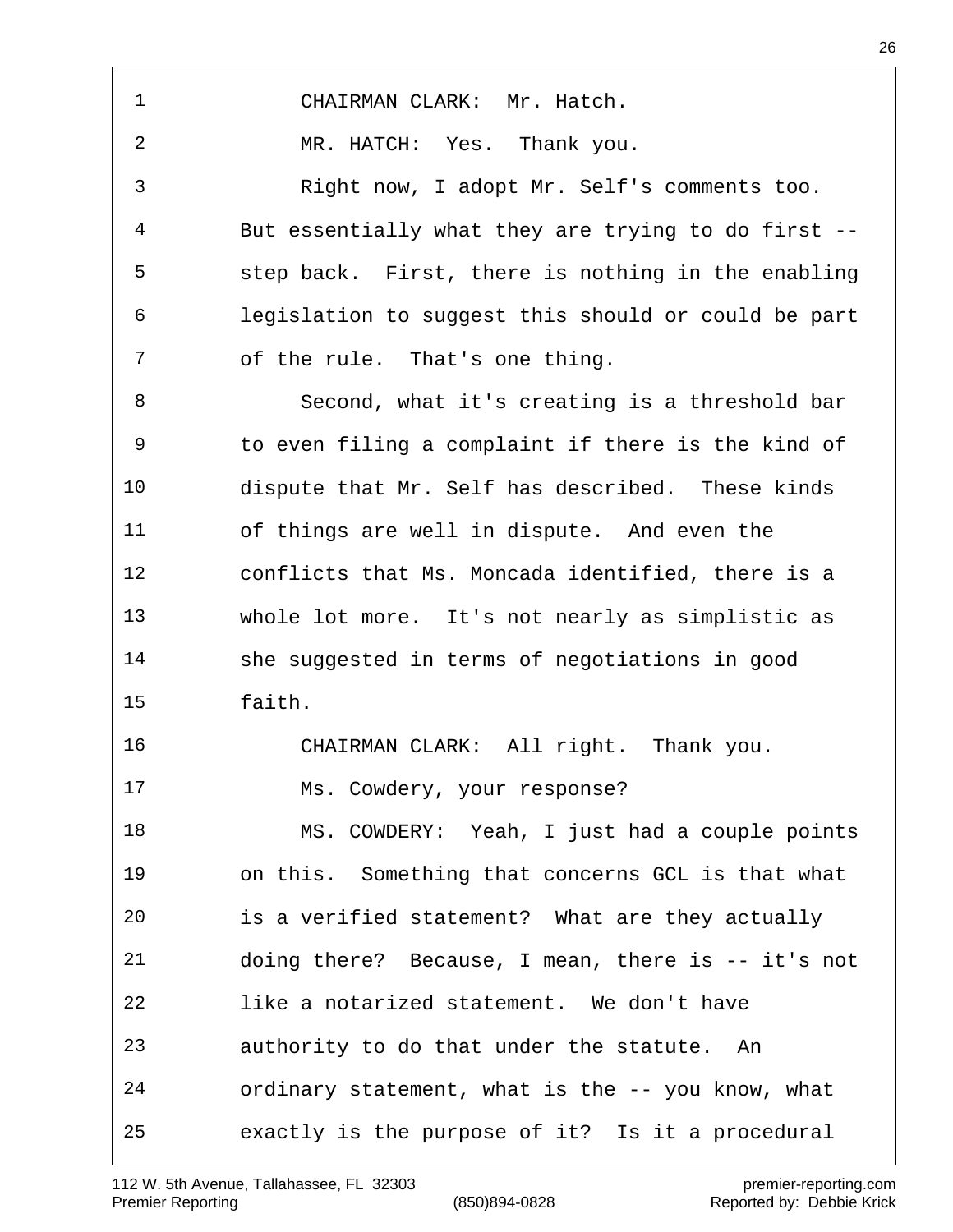CHAIRMAN CLARK: Mr. Hatch.

MR. HATCH: Yes. Thank you.

Right now, I adopt Mr. Self's comments too. But essentially what they are trying to do first -- step back. First, there is nothing in the enabling legislation to suggest this should or could be part of the rule. That's one thing.

Second, what it's creating is a threshold bar to even filing a complaint if there is the kind of dispute that Mr. Self has described. These kinds of things are well in dispute. And even the conflicts that Ms. Moncada identified, there is a whole lot more. It's not nearly as simplistic as she suggested in terms of negotiations in good faith.

CHAIRMAN CLARK: All right. Thank you.

Ms. Cowdery, your response?

MS. COWDERY: Yeah, I just had a couple points on this. Something that concerns GCL is that what is a verified statement? What are they actually doing there? Because, I mean, there is -- it's not like a notarized statement. We don't have authority to do that under the statute. An ordinary statement, what is the -- you know, what exactly is the purpose of it? Is it a procedural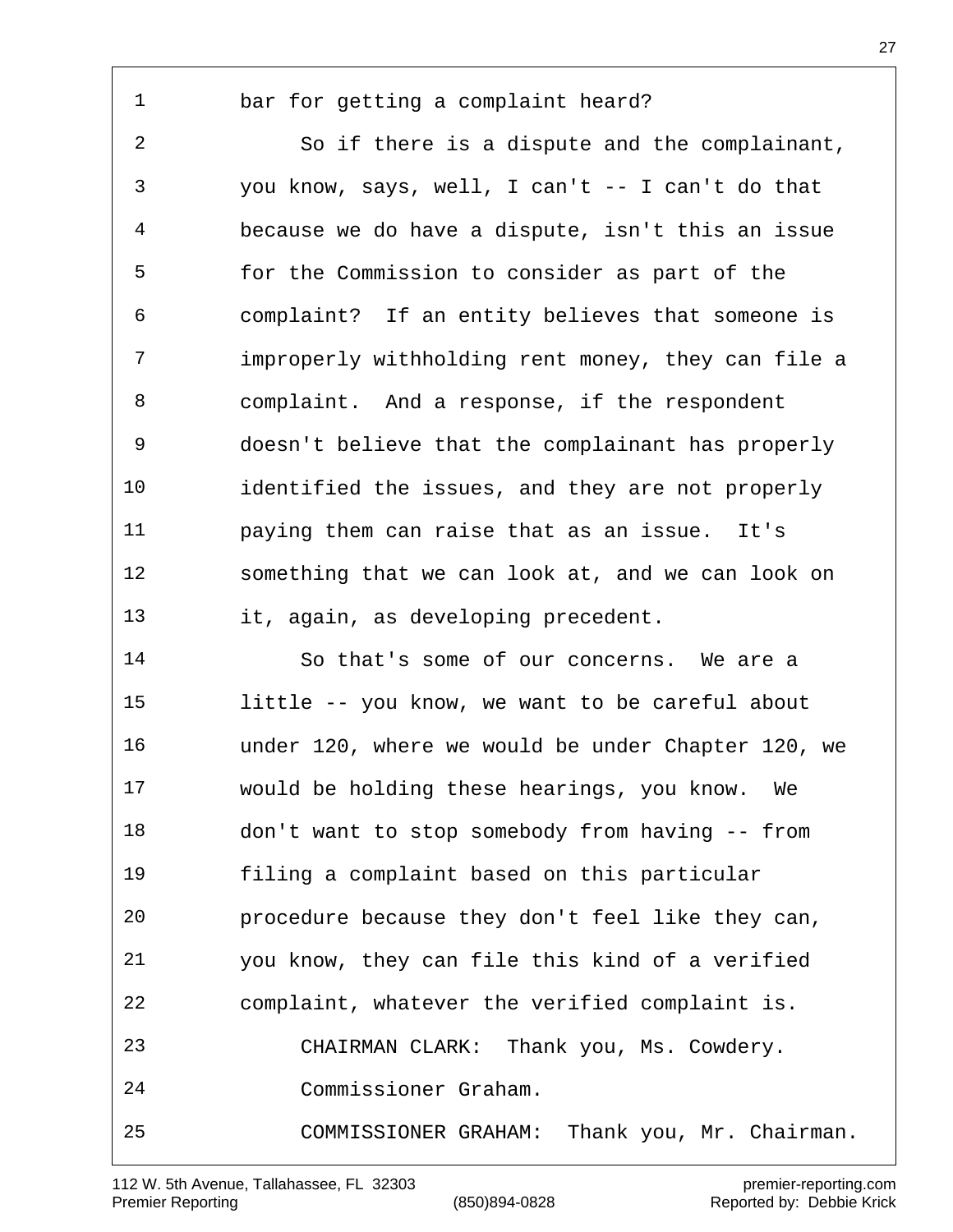bar for getting a complaint heard?

So if there is a dispute and the complainant, you know, says, well, I can't -- I can't do that because we do have a dispute, isn't this an issue for the Commission to consider as part of the complaint? If an entity believes that someone is improperly withholding rent money, they can file a complaint. And a response, if the respondent doesn't believe that the complainant has properly identified the issues, and they are not properly paying them can raise that as an issue. It's something that we can look at, and we can look on it, again, as developing precedent.

So that's some of our concerns. We are a little -- you know, we want to be careful about under 120, where we would be under Chapter 120, we would be holding these hearings, you know. We don't want to stop somebody from having -- from filing a complaint based on this particular procedure because they don't feel like they can, you know, they can file this kind of a verified complaint, whatever the verified complaint is.

CHAIRMAN CLARK: Thank you, Ms. Cowdery.

Commissioner Graham.

COMMISSIONER GRAHAM: Thank you, Mr. Chairman.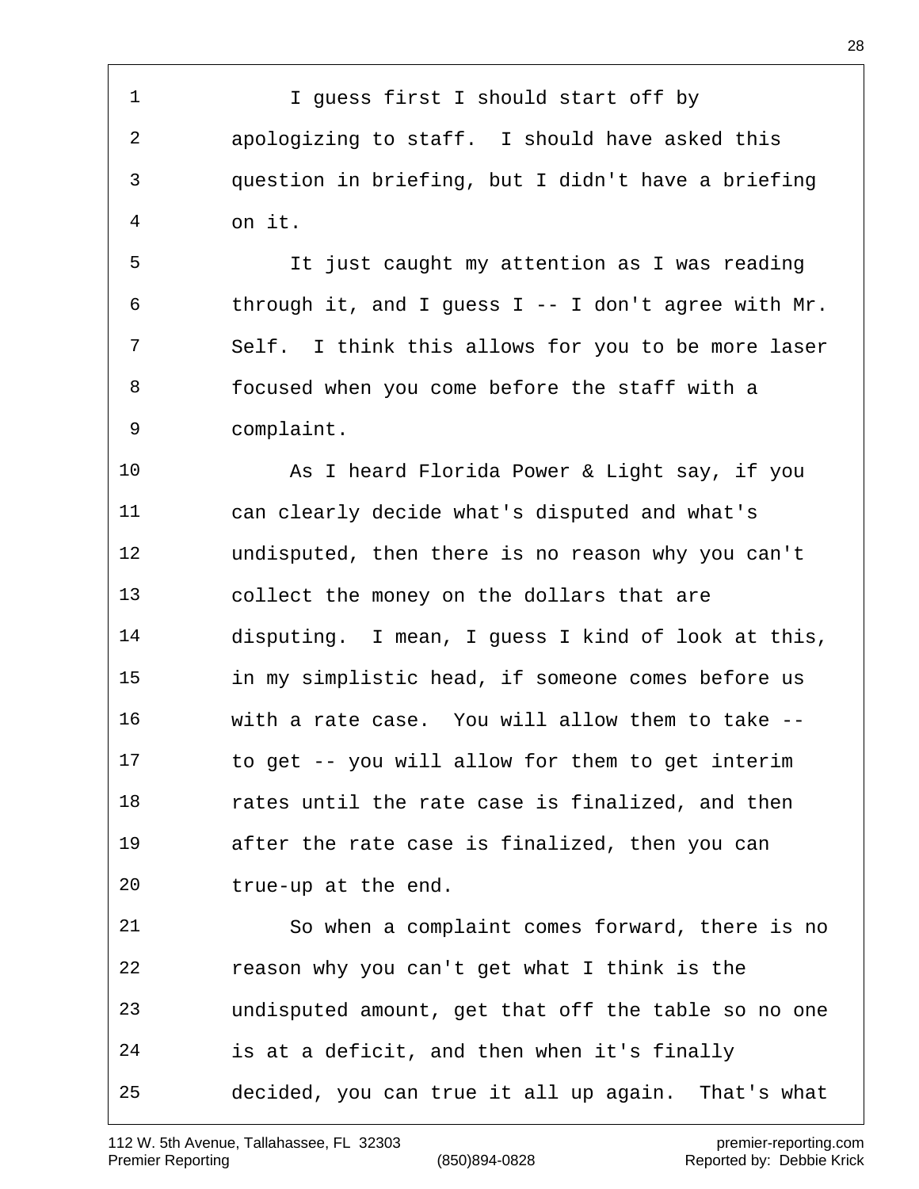I guess first I should start off by apologizing to staff. I should have asked this question in briefing, but I didn't have a briefing on it.

It just caught my attention as I was reading through it, and I guess I -- I don't agree with Mr. Self. I think this allows for you to be more laser focused when you come before the staff with a complaint.

As I heard Florida Power & Light say, if you can clearly decide what's disputed and what's undisputed, then there is no reason why you can't collect the money on the dollars that are disputing. I mean, I guess I kind of look at this, in my simplistic head, if someone comes before us with a rate case. You will allow them to take -- to get -- you will allow for them to get interim rates until the rate case is finalized, and then after the rate case is finalized, then you can true-up at the end.

So when a complaint comes forward, there is no reason why you can't get what I think is the undisputed amount, get that off the table so no one is at a deficit, and then when it's finally decided, you can true it all up again. That's what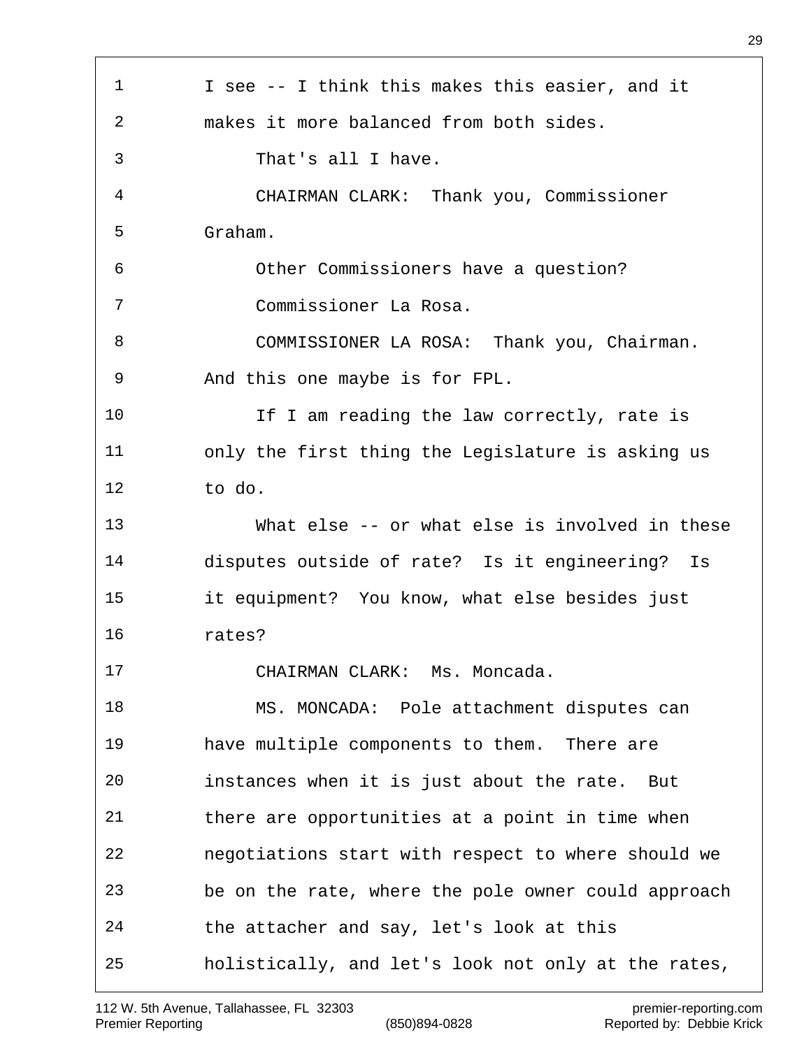I see -- I think this makes this easier, and it makes it more balanced from both sides.

That's all I have.

CHAIRMAN CLARK: Thank you, Commissioner Graham.

Other Commissioners have a question?

Commissioner La Rosa.

COMMISSIONER LA ROSA: Thank you, Chairman. And this one maybe is for FPL.

If I am reading the law correctly, rate is only the first thing the Legislature is asking us to do.

What else -- or what else is involved in these disputes outside of rate? Is it engineering? Is it equipment? You know, what else besides just rates?

CHAIRMAN CLARK: Ms. Moncada.

MS. MONCADA: Pole attachment disputes can have multiple components to them. There are instances when it is just about the rate. But there are opportunities at a point in time when negotiations start with respect to where should we be on the rate, where the pole owner could approach the attacher and say, let's look at this holistically, and let's look not only at the rates,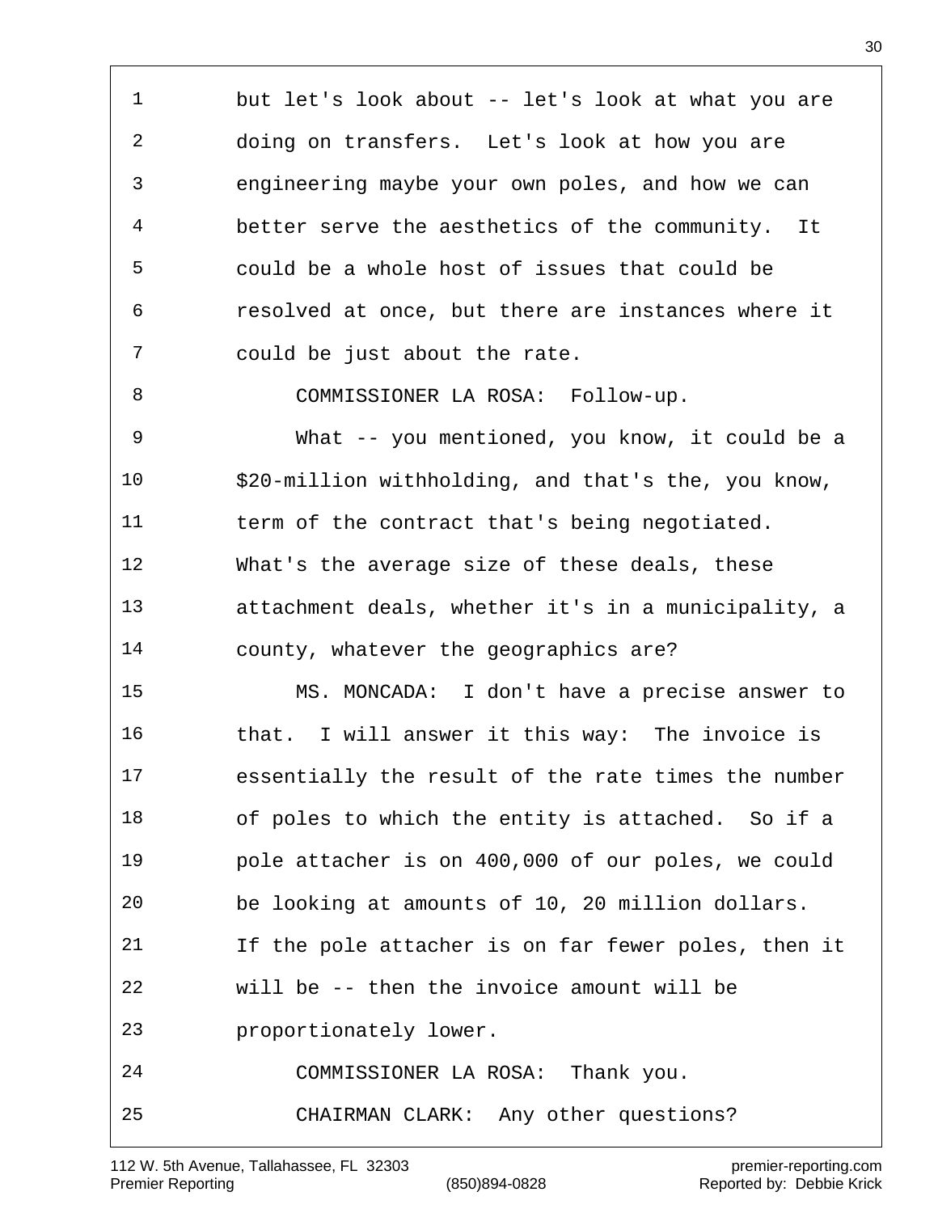but let's look about -- let's look at what you are doing on transfers. Let's look at how you are engineering maybe your own poles, and how we can better serve the aesthetics of the community. It could be a whole host of issues that could be resolved at once, but there are instances where it could be just about the rate.

COMMISSIONER LA ROSA: Follow-up.

What -- you mentioned, you know, it could be a $20-million withholding, and that's the, you know, term of the contract that's being negotiated. What's the average size of these deals, these attachment deals, whether it's in a municipality, a county, whatever the geographics are?

MS. MONCADA: I don't have a precise answer to that. I will answer it this way: The invoice is essentially the result of the rate times the number of poles to which the entity is attached. So if a pole attacher is on 400,000 of our poles, we could be looking at amounts of 10, 20 million dollars. If the pole attacher is on far fewer poles, then it will be -- then the invoice amount will be proportionately lower.

COMMISSIONER LA ROSA: Thank you.

CHAIRMAN CLARK: Any other questions?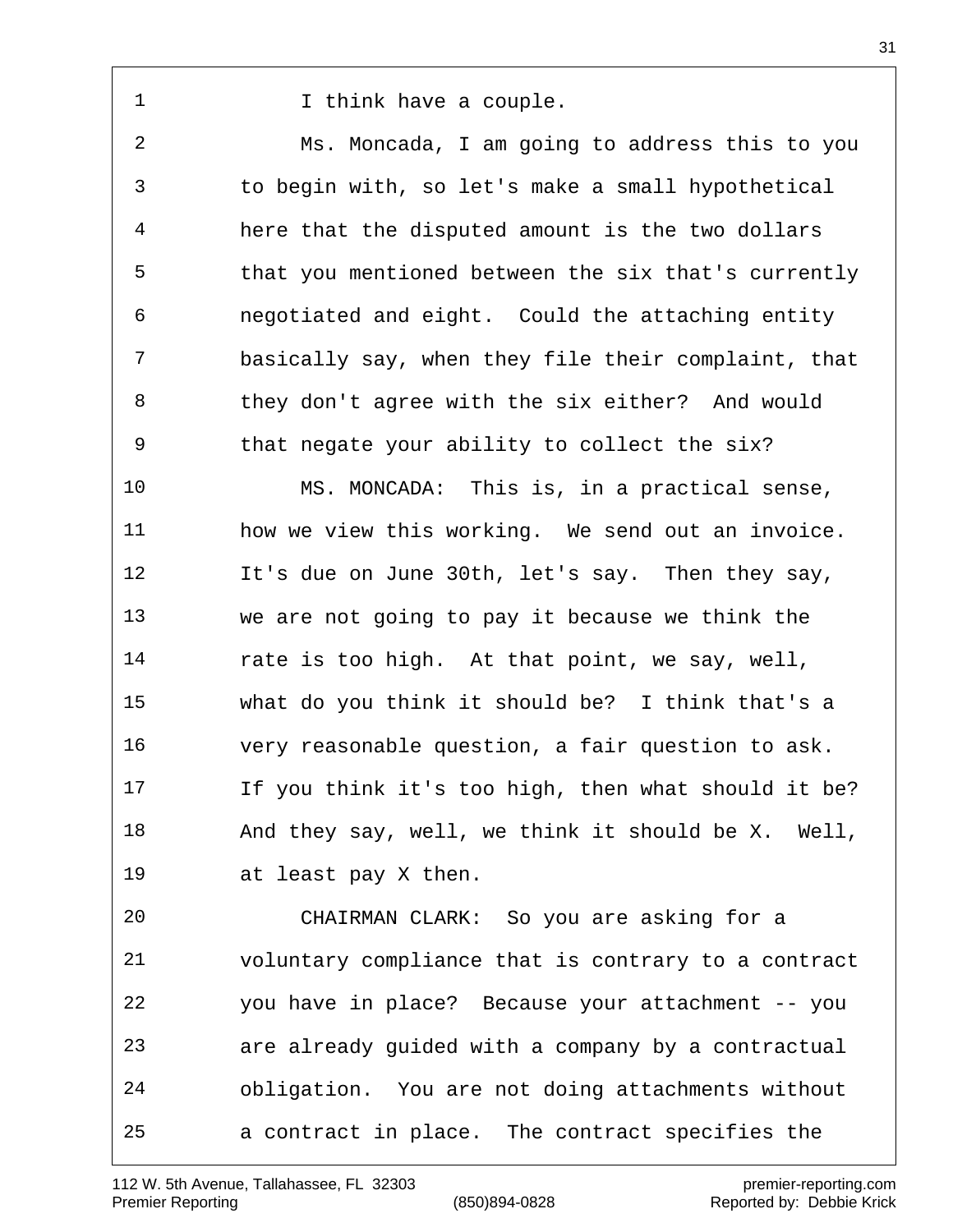I think have a couple.

Ms. Moncada, I am going to address this to you to begin with, so let's make a small hypothetical here that the disputed amount is the two dollars that you mentioned between the six that's currently negotiated and eight. Could the attaching entity basically say, when they file their complaint, that they don't agree with the six either? And would that negate your ability to collect the six?

MS. MONCADA: This is, in a practical sense, how we view this working. We send out an invoice. It's due on June 30th, let's say. Then they say, we are not going to pay it because we think the rate is too high. At that point, we say, well, what do you think it should be? I think that's a very reasonable question, a fair question to ask. If you think it's too high, then what should it be? And they say, well, we think it should be X. Well, at least pay X then.

CHAIRMAN CLARK: So you are asking for a voluntary compliance that is contrary to a contract you have in place? Because your attachment -- you are already guided with a company by a contractual obligation. You are not doing attachments without a contract in place. The contract specifies the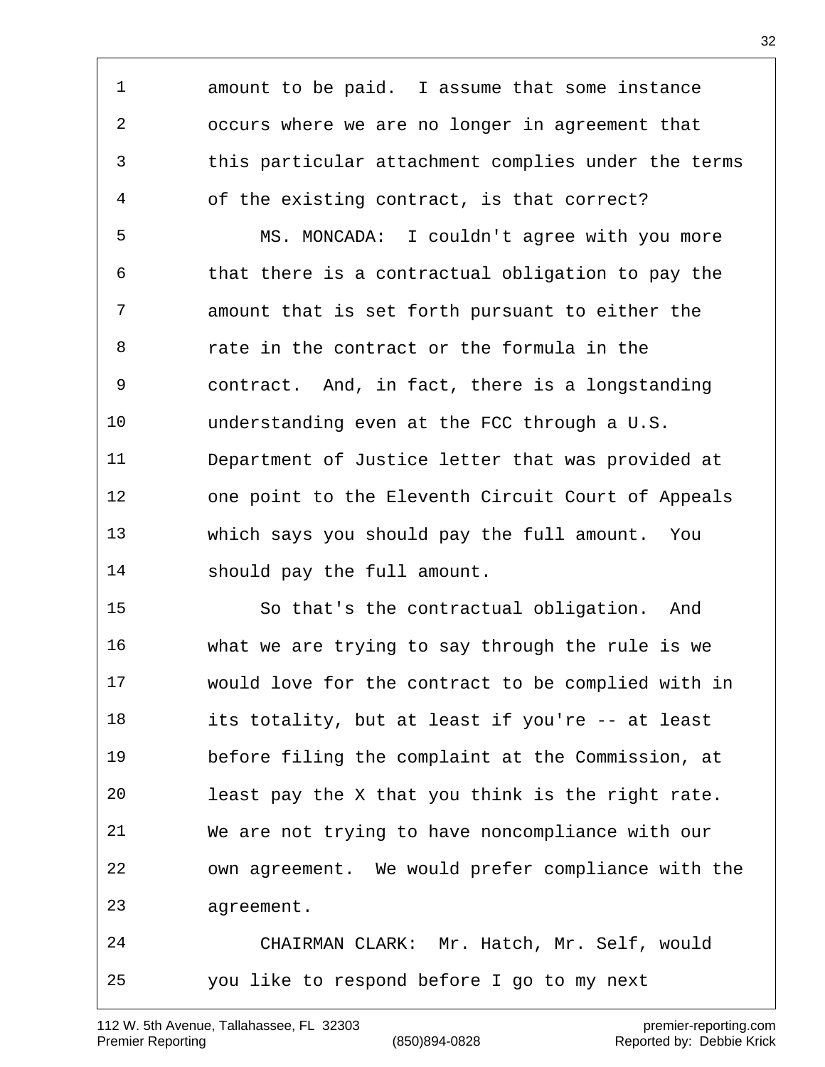amount to be paid. I assume that some instance occurs where we are no longer in agreement that this particular attachment complies under the terms of the existing contract, is that correct?

MS. MONCADA: I couldn't agree with you more that there is a contractual obligation to pay the amount that is set forth pursuant to either the rate in the contract or the formula in the contract. And, in fact, there is a longstanding understanding even at the FCC through a U.S. Department of Justice letter that was provided at one point to the Eleventh Circuit Court of Appeals which says you should pay the full amount. You should pay the full amount.

So that's the contractual obligation. And what we are trying to say through the rule is we would love for the contract to be complied with in its totality, but at least if you're -- at least before filing the complaint at the Commission, at least pay the X that you think is the right rate. We are not trying to have noncompliance with our own agreement. We would prefer compliance with the agreement.

CHAIRMAN CLARK: Mr. Hatch, Mr. Self, would you like to respond before I go to my next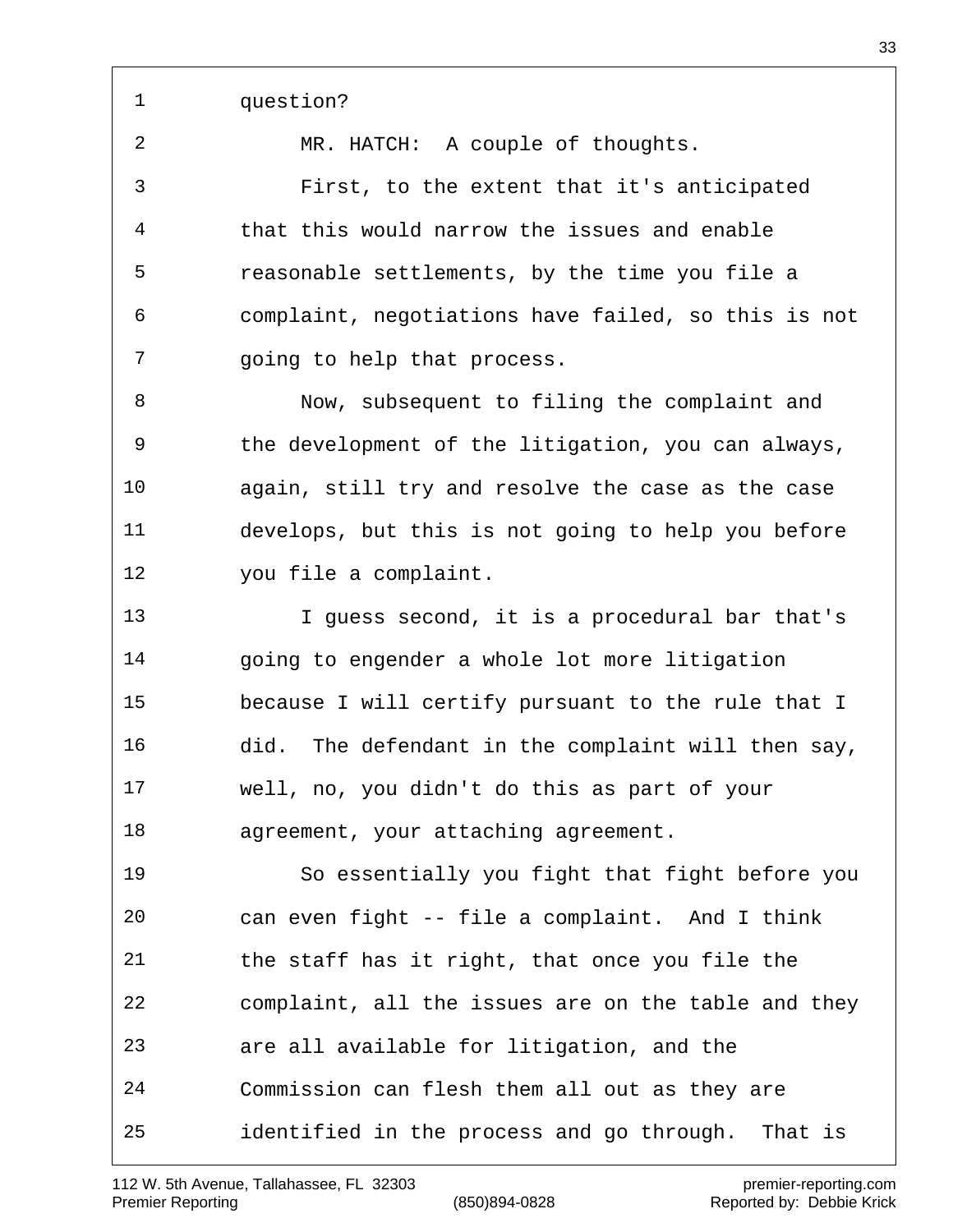question?

MR. HATCH: A couple of thoughts.

First, to the extent that it's anticipated that this would narrow the issues and enable reasonable settlements, by the time you file a complaint, negotiations have failed, so this is not going to help that process.

Now, subsequent to filing the complaint and the development of the litigation, you can always, again, still try and resolve the case as the case develops, but this is not going to help you before you file a complaint.

I guess second, it is a procedural bar that's going to engender a whole lot more litigation because I will certify pursuant to the rule that I did. The defendant in the complaint will then say, well, no, you didn't do this as part of your agreement, your attaching agreement.

So essentially you fight that fight before you can even fight -- file a complaint. And I think the staff has it right, that once you file the complaint, all the issues are on the table and they are all available for litigation, and the Commission can flesh them all out as they are identified in the process and go through. That is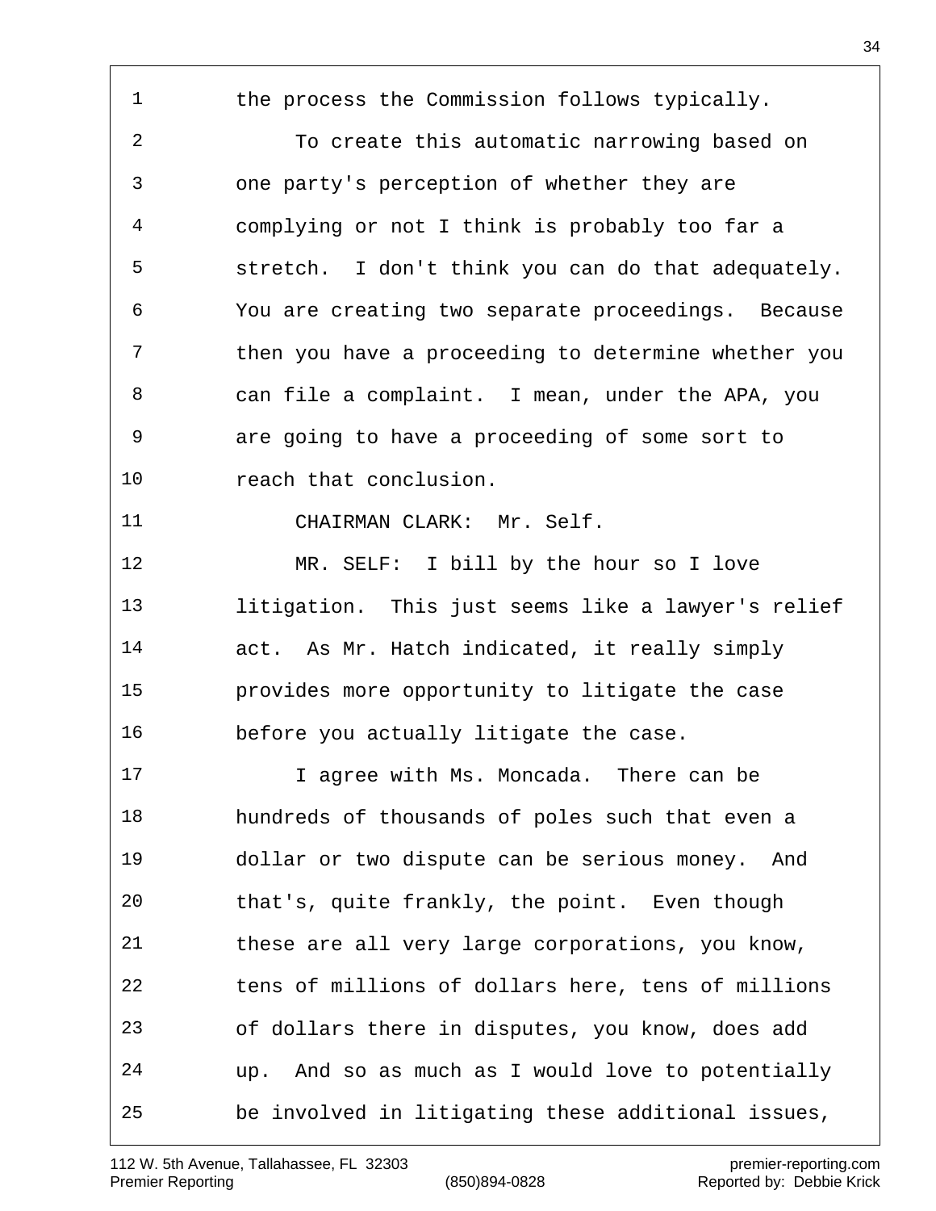the process the Commission follows typically.

To create this automatic narrowing based on one party's perception of whether they are complying or not I think is probably too far a stretch. I don't think you can do that adequately. You are creating two separate proceedings. Because then you have a proceeding to determine whether you can file a complaint. I mean, under the APA, you are going to have a proceeding of some sort to reach that conclusion.

CHAIRMAN CLARK: Mr. Self.

MR. SELF: I bill by the hour so I love litigation. This just seems like a lawyer's relief act. As Mr. Hatch indicated, it really simply provides more opportunity to litigate the case before you actually litigate the case.

I agree with Ms. Moncada. There can be hundreds of thousands of poles such that even a dollar or two dispute can be serious money. And that's, quite frankly, the point. Even though these are all very large corporations, you know, tens of millions of dollars here, tens of millions of dollars there in disputes, you know, does add up. And so as much as I would love to potentially be involved in litigating these additional issues,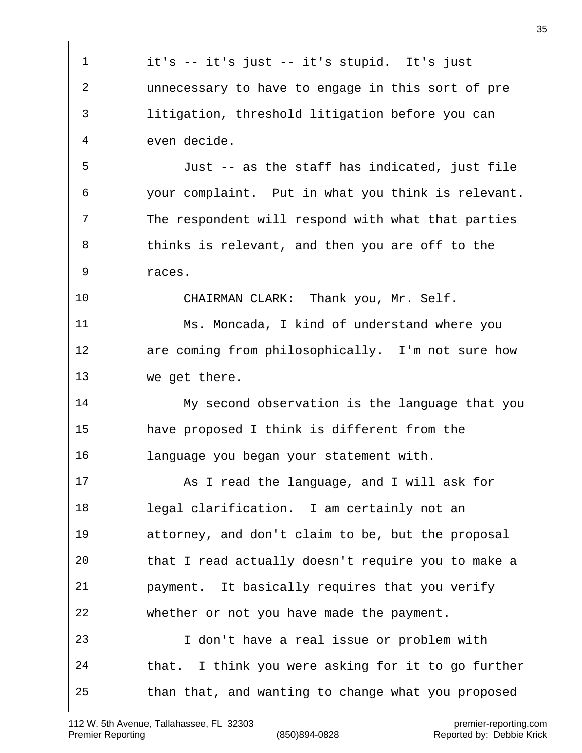1 it's -- it's just -- it's stupid. It's just
2 unnecessary to have to engage in this sort of pre
3 litigation, threshold litigation before you can
4 even decide.
5 Just -- as the staff has indicated, just file
6 your complaint. Put in what you think is relevant.
7 The respondent will respond with what that parties
8 thinks is relevant, and then you are off to the
9 races.
10 CHAIRMAN CLARK: Thank you, Mr. Self.
11 Ms. Moncada, I kind of understand where you
12 are coming from philosophically. I'm not sure how
13 we get there.
14 My second observation is the language that you
15 have proposed I think is different from the
16 language you began your statement with.
17 As I read the language, and I will ask for
18 legal clarification. I am certainly not an
19 attorney, and don't claim to be, but the proposal
20 that I read actually doesn't require you to make a
21 payment. It basically requires that you verify
22 whether or not you have made the payment.
23 I don't have a real issue or problem with
24 that. I think you were asking for it to go further
25 than that, and wanting to change what you proposed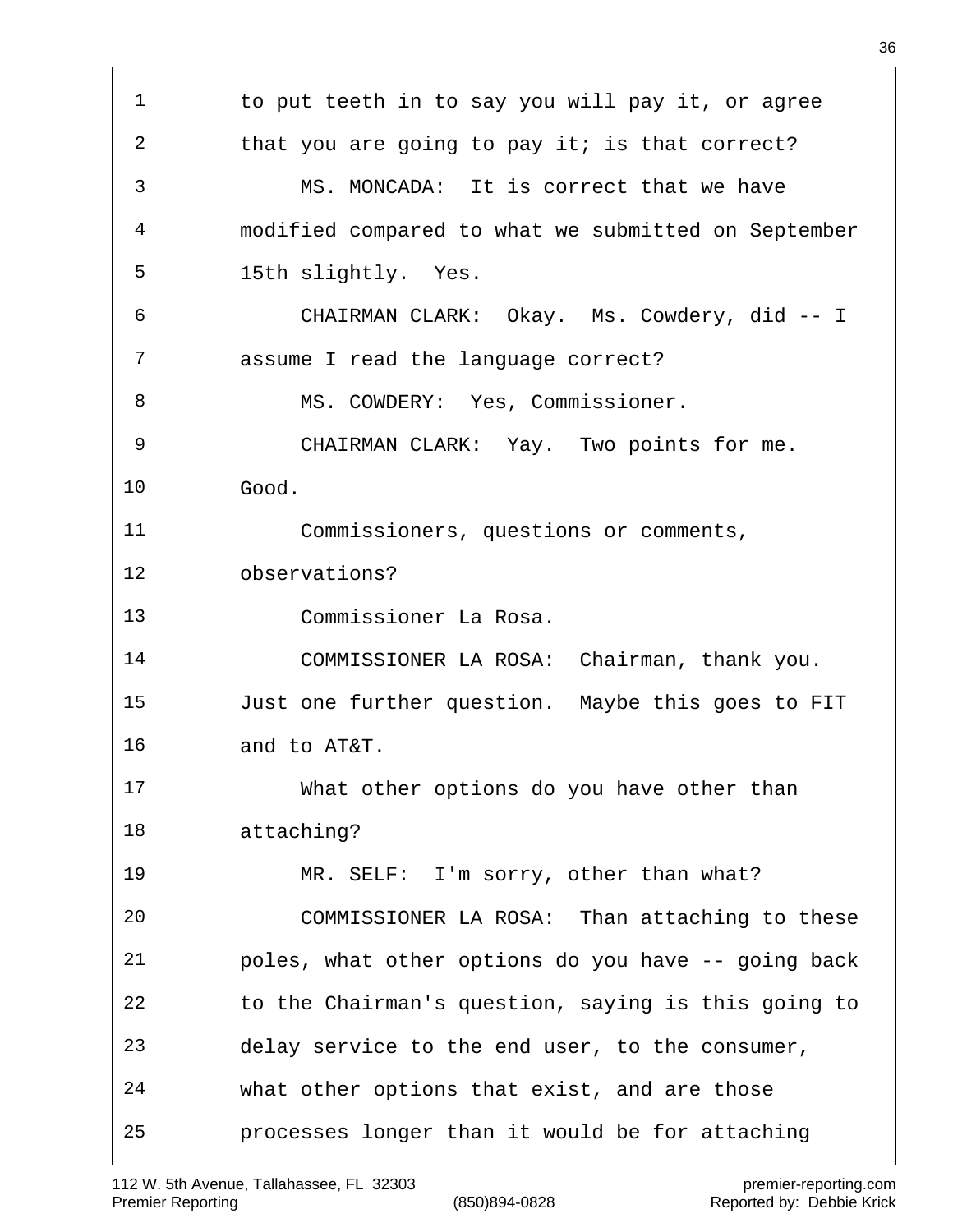1 to put teeth in to say you will pay it, or agree
2 that you are going to pay it; is that correct?
3 MS. MONCADA: It is correct that we have
4 modified compared to what we submitted on September
5 15th slightly. Yes.
6 CHAIRMAN CLARK: Okay. Ms. Cowdery, did -- I
7 assume I read the language correct?
8 MS. COWDERY: Yes, Commissioner.
9 CHAIRMAN CLARK: Yay. Two points for me.
10 Good.
11 Commissioners, questions or comments,
12 observations?
13 Commissioner La Rosa.
14 COMMISSIONER LA ROSA: Chairman, thank you.
15 Just one further question. Maybe this goes to FIT
16 and to AT&T.
17 What other options do you have other than
18 attaching?
19 MR. SELF: I'm sorry, other than what?
20 COMMISSIONER LA ROSA: Than attaching to these
21 poles, what other options do you have -- going back
22 to the Chairman's question, saying is this going to
23 delay service to the end user, to the consumer,
24 what other options that exist, and are those
25 processes longer than it would be for attaching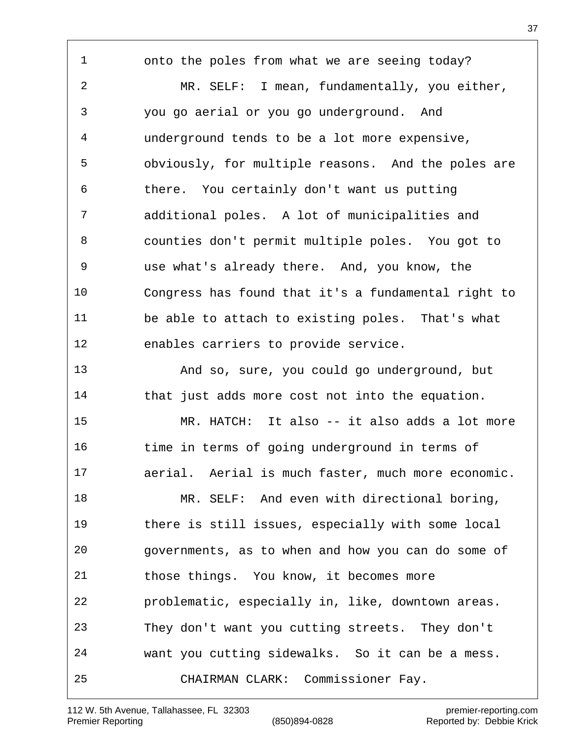onto the poles from what we are seeing today?

MR. SELF: I mean, fundamentally, you either, you go aerial or you go underground. And underground tends to be a lot more expensive, obviously, for multiple reasons. And the poles are there. You certainly don't want us putting additional poles. A lot of municipalities and counties don't permit multiple poles. You got to use what's already there. And, you know, the Congress has found that it's a fundamental right to be able to attach to existing poles. That's what enables carriers to provide service.

And so, sure, you could go underground, but that just adds more cost not into the equation.

MR. HATCH: It also -- it also adds a lot more time in terms of going underground in terms of aerial. Aerial is much faster, much more economic.

MR. SELF: And even with directional boring, there is still issues, especially with some local governments, as to when and how you can do some of those things. You know, it becomes more problematic, especially in, like, downtown areas. They don't want you cutting streets. They don't want you cutting sidewalks. So it can be a mess.

CHAIRMAN CLARK: Commissioner Fay.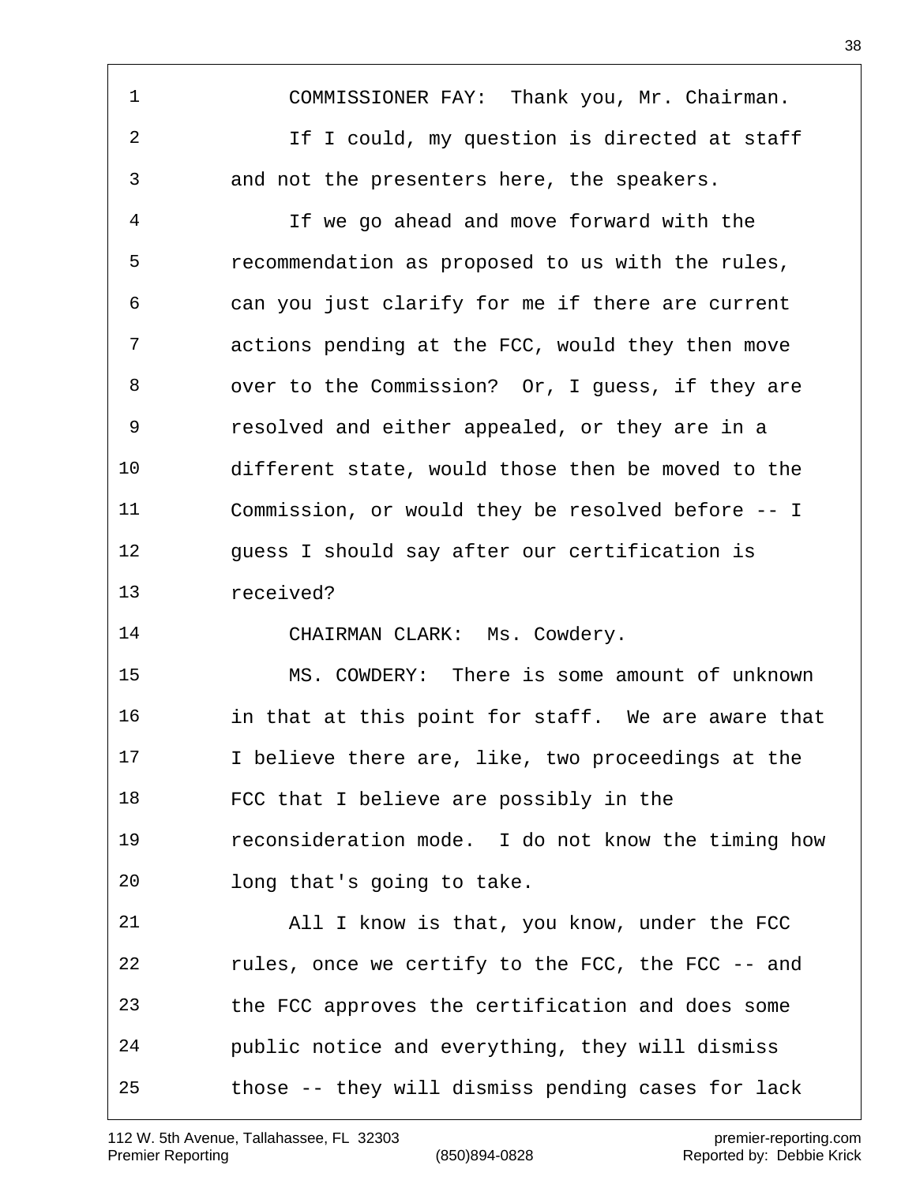COMMISSIONER FAY: Thank you, Mr. Chairman.

If I could, my question is directed at staff and not the presenters here, the speakers.

If we go ahead and move forward with the recommendation as proposed to us with the rules, can you just clarify for me if there are current actions pending at the FCC, would they then move over to the Commission? Or, I guess, if they are resolved and either appealed, or they are in a different state, would those then be moved to the Commission, or would they be resolved before -- I guess I should say after our certification is received?

CHAIRMAN CLARK: Ms. Cowdery.

MS. COWDERY: There is some amount of unknown in that at this point for staff. We are aware that I believe there are, like, two proceedings at the FCC that I believe are possibly in the reconsideration mode. I do not know the timing how long that's going to take.

All I know is that, you know, under the FCC rules, once we certify to the FCC, the FCC -- and the FCC approves the certification and does some public notice and everything, they will dismiss those -- they will dismiss pending cases for lack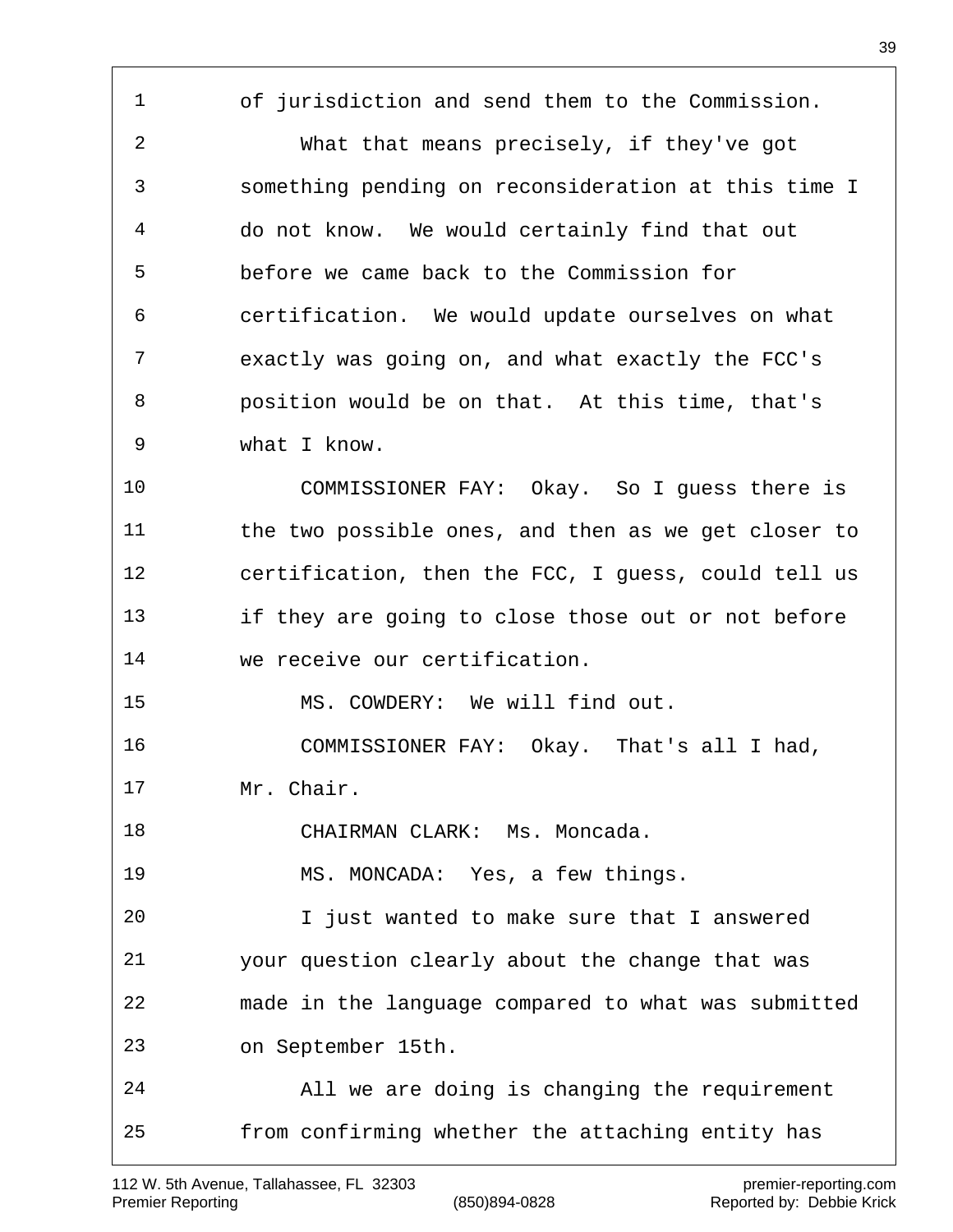of jurisdiction and send them to the Commission.

What that means precisely, if they've got something pending on reconsideration at this time I do not know. We would certainly find that out before we came back to the Commission for certification. We would update ourselves on what exactly was going on, and what exactly the FCC's position would be on that. At this time, that's what I know.

COMMISSIONER FAY: Okay. So I guess there is the two possible ones, and then as we get closer to certification, then the FCC, I guess, could tell us if they are going to close those out or not before we receive our certification.

MS. COWDERY: We will find out.

COMMISSIONER FAY: Okay. That's all I had, Mr. Chair.

CHAIRMAN CLARK: Ms. Moncada.

MS. MONCADA: Yes, a few things.

I just wanted to make sure that I answered your question clearly about the change that was made in the language compared to what was submitted on September 15th.

All we are doing is changing the requirement from confirming whether the attaching entity has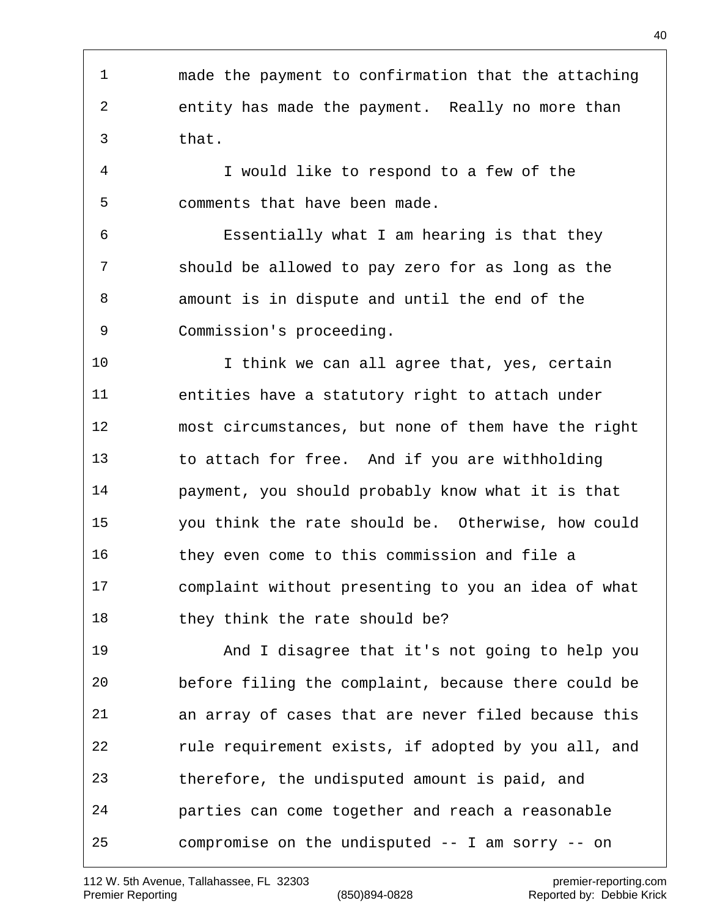made the payment to confirmation that the attaching entity has made the payment. Really no more than that.

I would like to respond to a few of the comments that have been made.

Essentially what I am hearing is that they should be allowed to pay zero for as long as the amount is in dispute and until the end of the Commission's proceeding.

I think we can all agree that, yes, certain entities have a statutory right to attach under most circumstances, but none of them have the right to attach for free. And if you are withholding payment, you should probably know what it is that you think the rate should be. Otherwise, how could they even come to this commission and file a complaint without presenting to you an idea of what they think the rate should be?

And I disagree that it's not going to help you before filing the complaint, because there could be an array of cases that are never filed because this rule requirement exists, if adopted by you all, and therefore, the undisputed amount is paid, and parties can come together and reach a reasonable compromise on the undisputed -- I am sorry -- on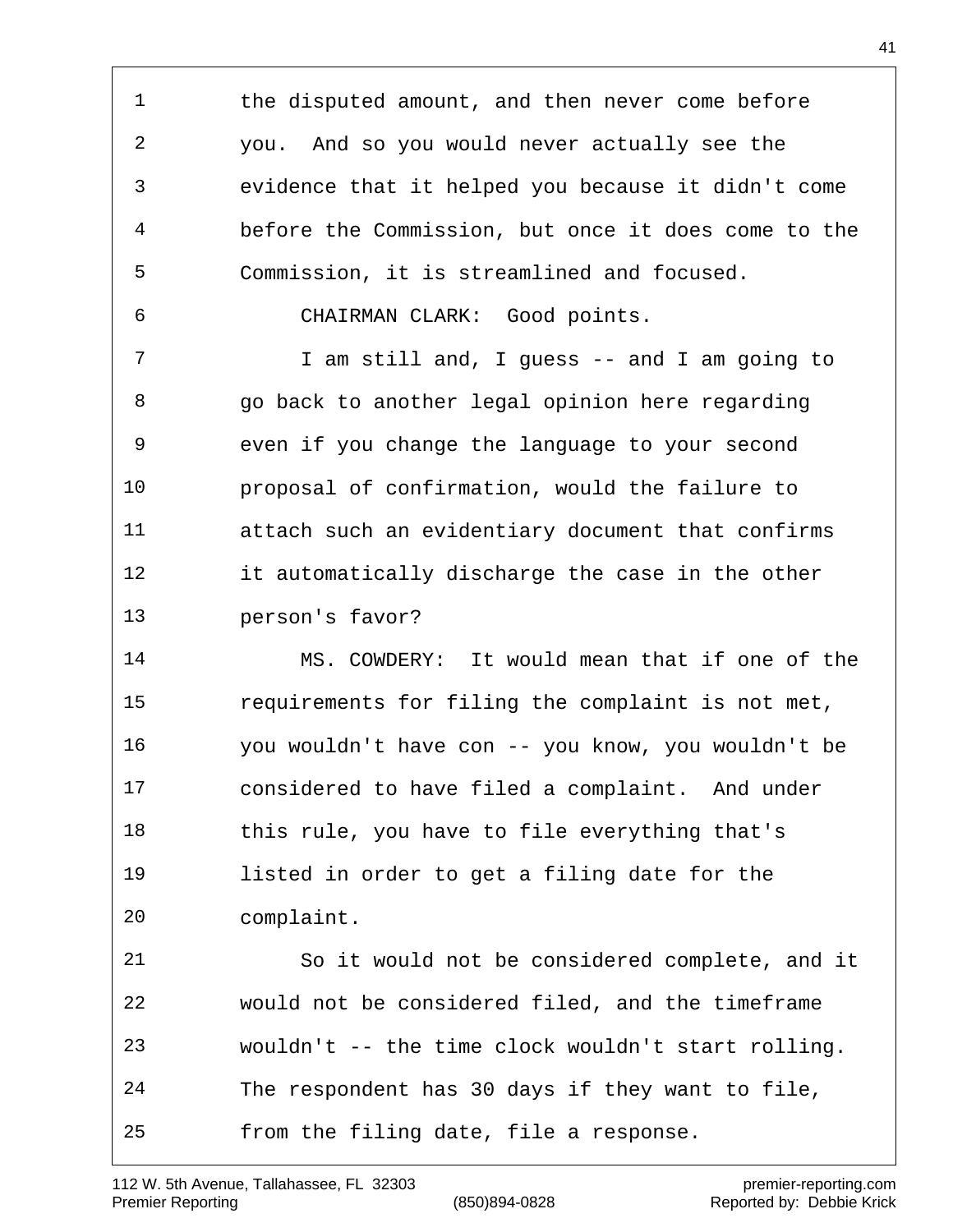the disputed amount, and then never come before you. And so you would never actually see the evidence that it helped you because it didn't come before the Commission, but once it does come to the Commission, it is streamlined and focused.

CHAIRMAN CLARK: Good points.

I am still and, I guess -- and I am going to go back to another legal opinion here regarding even if you change the language to your second proposal of confirmation, would the failure to attach such an evidentiary document that confirms it automatically discharge the case in the other person's favor?

MS. COWDERY: It would mean that if one of the requirements for filing the complaint is not met, you wouldn't have con -- you know, you wouldn't be considered to have filed a complaint. And under this rule, you have to file everything that's listed in order to get a filing date for the complaint.

So it would not be considered complete, and it would not be considered filed, and the timeframe wouldn't -- the time clock wouldn't start rolling. The respondent has 30 days if they want to file, from the filing date, file a response.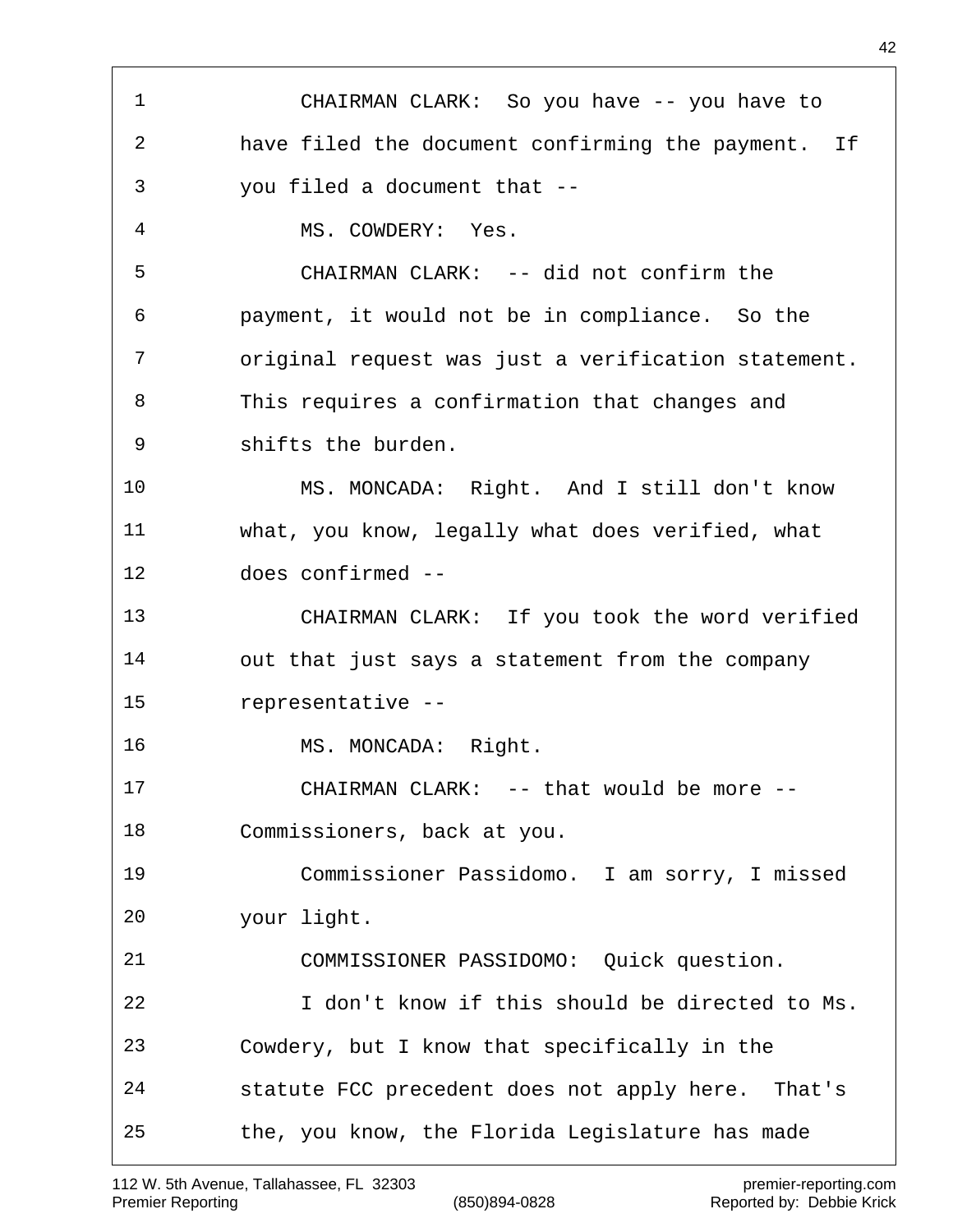CHAIRMAN CLARK: So you have -- you have to have filed the document confirming the payment. If you filed a document that --

MS. COWDERY: Yes.

CHAIRMAN CLARK: -- did not confirm the payment, it would not be in compliance. So the original request was just a verification statement. This requires a confirmation that changes and shifts the burden.

MS. MONCADA: Right. And I still don't know what, you know, legally what does verified, what does confirmed --

CHAIRMAN CLARK: If you took the word verified out that just says a statement from the company representative --

MS. MONCADA: Right.

CHAIRMAN CLARK: -- that would be more -- Commissioners, back at you.

Commissioner Passidomo. I am sorry, I missed your light.

COMMISSIONER PASSIDOMO: Quick question.

I don't know if this should be directed to Ms. Cowdery, but I know that specifically in the statute FCC precedent does not apply here. That's the, you know, the Florida Legislature has made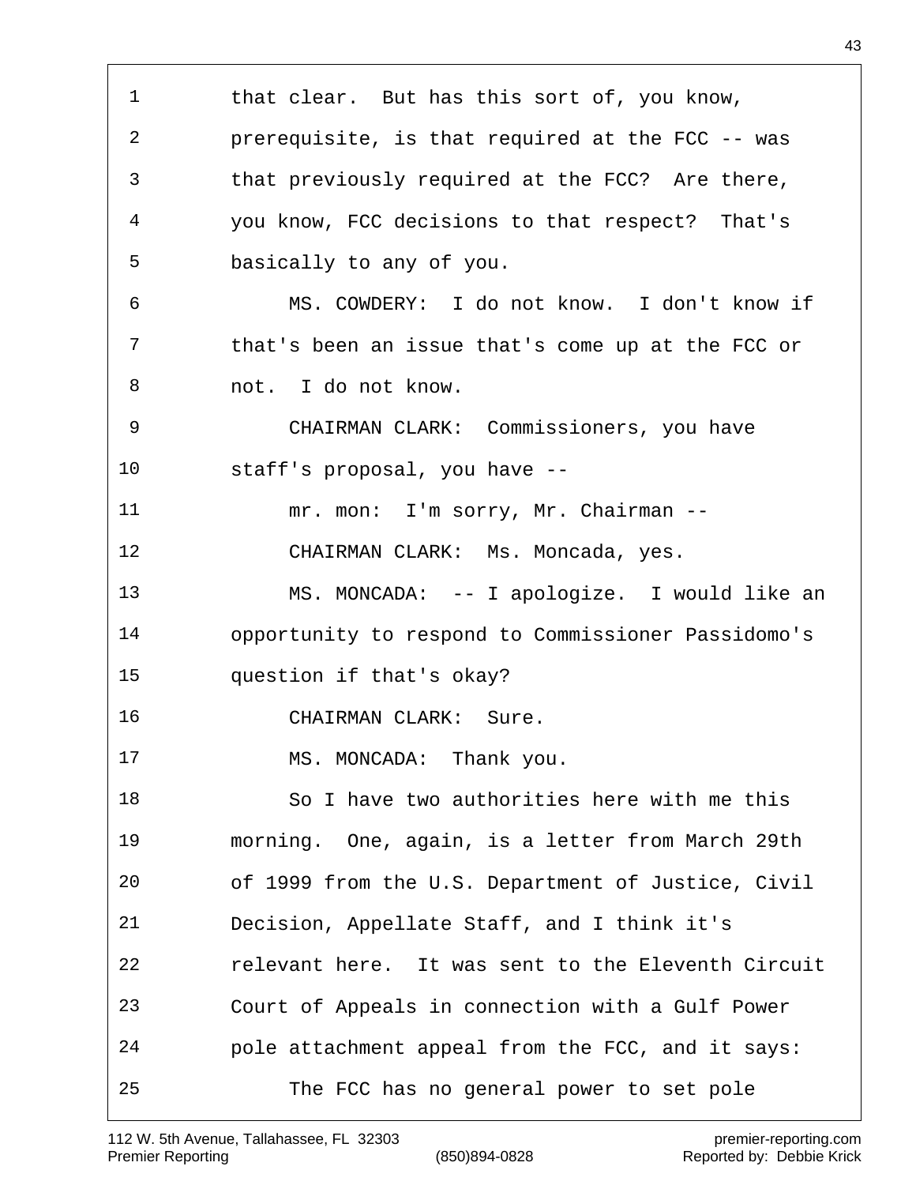1 that clear. But has this sort of, you know,
2 prerequisite, is that required at the FCC -- was
3 that previously required at the FCC? Are there,
4 you know, FCC decisions to that respect? That's
5 basically to any of you.
6 MS. COWDERY: I do not know. I don't know if
7 that's been an issue that's come up at the FCC or
8 not. I do not know.
9 CHAIRMAN CLARK: Commissioners, you have
10 staff's proposal, you have --
11 mr. mon: I'm sorry, Mr. Chairman --
12 CHAIRMAN CLARK: Ms. Moncada, yes.
13 MS. MONCADA: -- I apologize. I would like an
14 opportunity to respond to Commissioner Passidomo's
15 question if that's okay?
16 CHAIRMAN CLARK: Sure.
17 MS. MONCADA: Thank you.
18 So I have two authorities here with me this
19 morning. One, again, is a letter from March 29th
20 of 1999 from the U.S. Department of Justice, Civil
21 Decision, Appellate Staff, and I think it's
22 relevant here. It was sent to the Eleventh Circuit
23 Court of Appeals in connection with a Gulf Power
24 pole attachment appeal from the FCC, and it says:
25 The FCC has no general power to set pole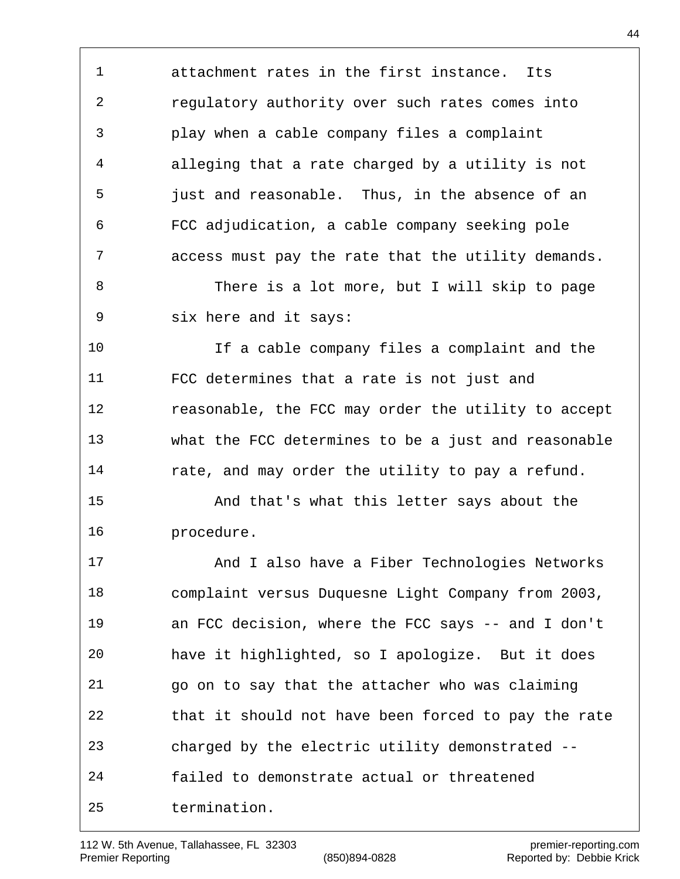attachment rates in the first instance. Its regulatory authority over such rates comes into play when a cable company files a complaint alleging that a rate charged by a utility is not just and reasonable. Thus, in the absence of an FCC adjudication, a cable company seeking pole access must pay the rate that the utility demands.

There is a lot more, but I will skip to page six here and it says:

If a cable company files a complaint and the FCC determines that a rate is not just and reasonable, the FCC may order the utility to accept what the FCC determines to be a just and reasonable rate, and may order the utility to pay a refund.

And that's what this letter says about the procedure.

And I also have a Fiber Technologies Networks complaint versus Duquesne Light Company from 2003, an FCC decision, where the FCC says -- and I don't have it highlighted, so I apologize. But it does go on to say that the attacher who was claiming that it should not have been forced to pay the rate charged by the electric utility demonstrated -- failed to demonstrate actual or threatened termination.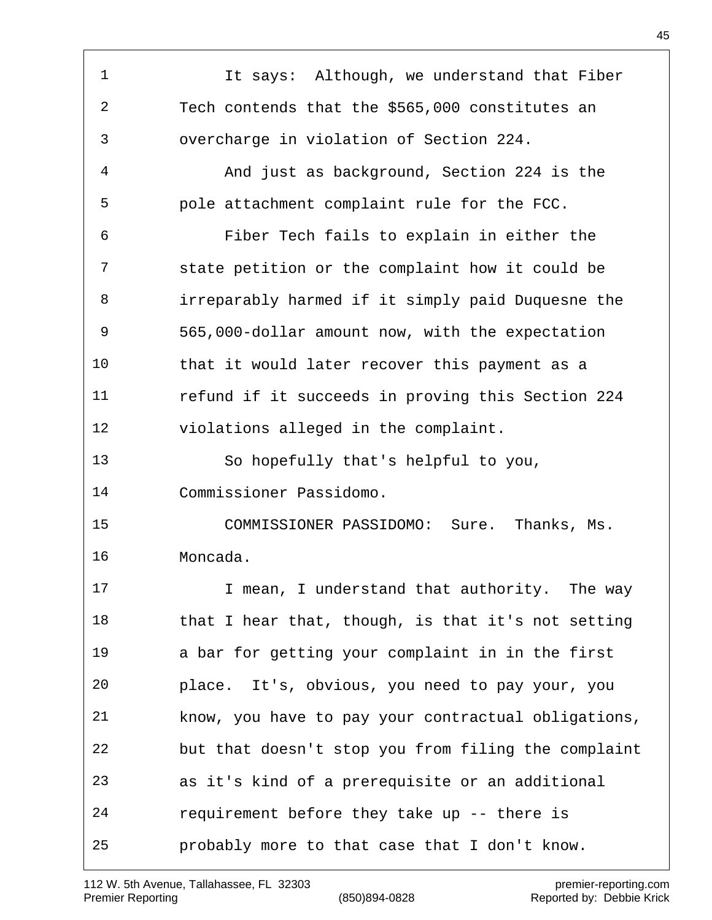It says: Although, we understand that Fiber Tech contends that the $565,000 constitutes an overcharge in violation of Section 224.

And just as background, Section 224 is the pole attachment complaint rule for the FCC.

Fiber Tech fails to explain in either the state petition or the complaint how it could be irreparably harmed if it simply paid Duquesne the 565,000-dollar amount now, with the expectation that it would later recover this payment as a refund if it succeeds in proving this Section 224 violations alleged in the complaint.

So hopefully that's helpful to you, Commissioner Passidomo.

COMMISSIONER PASSIDOMO: Sure. Thanks, Ms. Moncada.

I mean, I understand that authority. The way that I hear that, though, is that it's not setting a bar for getting your complaint in in the first place. It's, obvious, you need to pay your, you know, you have to pay your contractual obligations, but that doesn't stop you from filing the complaint as it's kind of a prerequisite or an additional requirement before they take up -- there is probably more to that case that I don't know.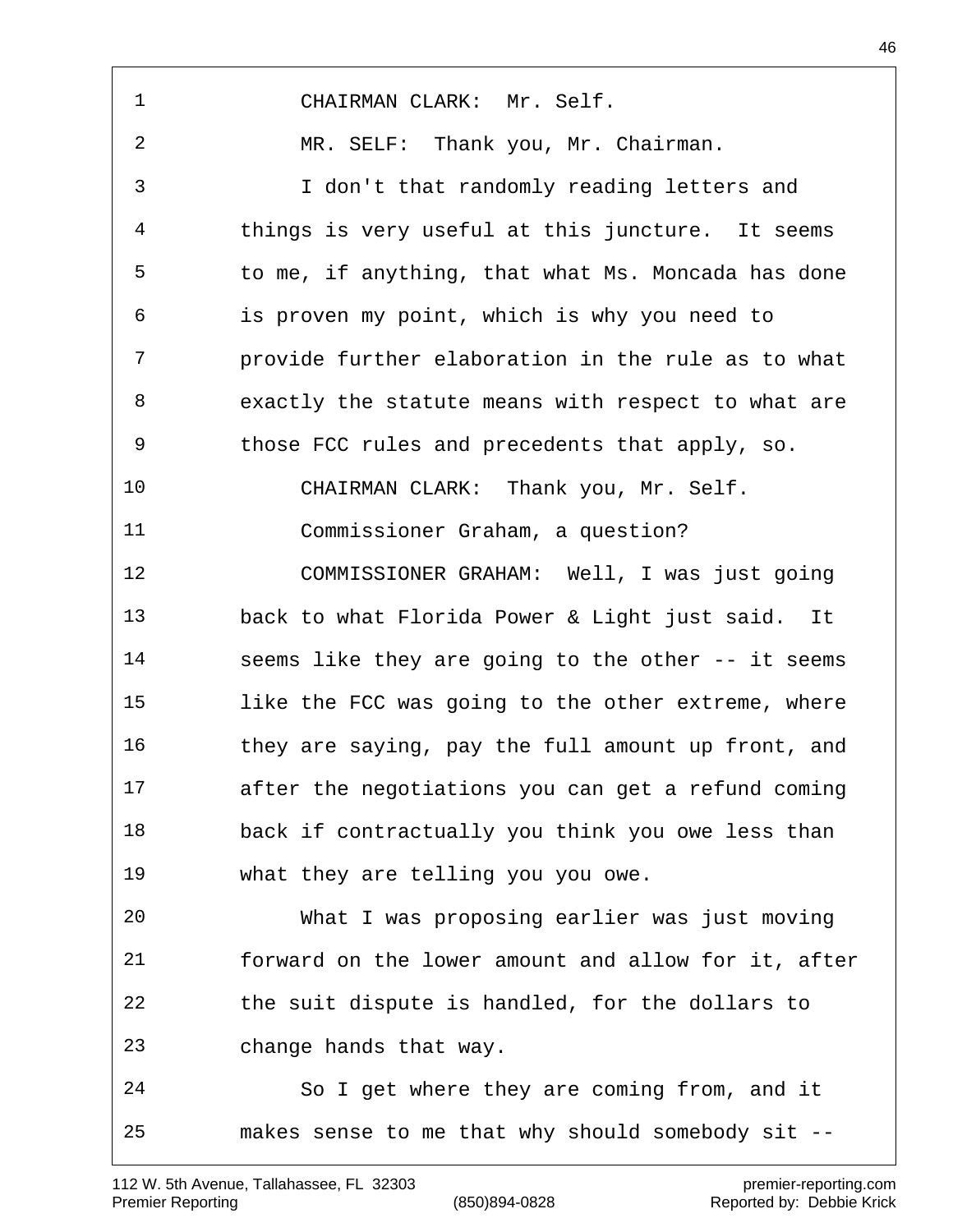CHAIRMAN CLARK: Mr. Self.

MR. SELF: Thank you, Mr. Chairman.

I don't that randomly reading letters and things is very useful at this juncture. It seems to me, if anything, that what Ms. Moncada has done is proven my point, which is why you need to provide further elaboration in the rule as to what exactly the statute means with respect to what are those FCC rules and precedents that apply, so.

CHAIRMAN CLARK: Thank you, Mr. Self.

Commissioner Graham, a question?

COMMISSIONER GRAHAM: Well, I was just going back to what Florida Power & Light just said. It seems like they are going to the other -- it seems like the FCC was going to the other extreme, where they are saying, pay the full amount up front, and after the negotiations you can get a refund coming back if contractually you think you owe less than what they are telling you you owe.

What I was proposing earlier was just moving forward on the lower amount and allow for it, after the suit dispute is handled, for the dollars to change hands that way.

So I get where they are coming from, and it makes sense to me that why should somebody sit --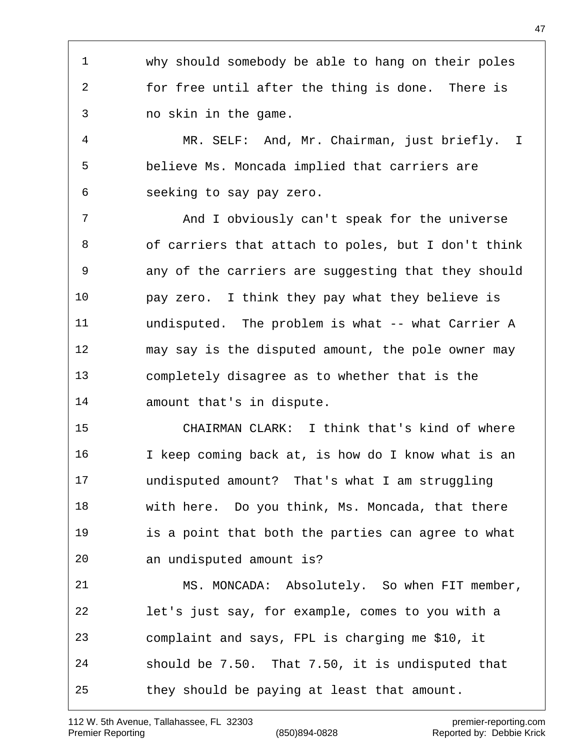why should somebody be able to hang on their poles for free until after the thing is done. There is no skin in the game.

MR. SELF: And, Mr. Chairman, just briefly. I believe Ms. Moncada implied that carriers are seeking to say pay zero.

And I obviously can't speak for the universe of carriers that attach to poles, but I don't think any of the carriers are suggesting that they should pay zero. I think they pay what they believe is undisputed. The problem is what -- what Carrier A may say is the disputed amount, the pole owner may completely disagree as to whether that is the amount that's in dispute.

CHAIRMAN CLARK: I think that's kind of where I keep coming back at, is how do I know what is an undisputed amount? That's what I am struggling with here. Do you think, Ms. Moncada, that there is a point that both the parties can agree to what an undisputed amount is?

MS. MONCADA: Absolutely. So when FIT member, let's just say, for example, comes to you with a complaint and says, FPL is charging me $10, it should be 7.50. That 7.50, it is undisputed that they should be paying at least that amount.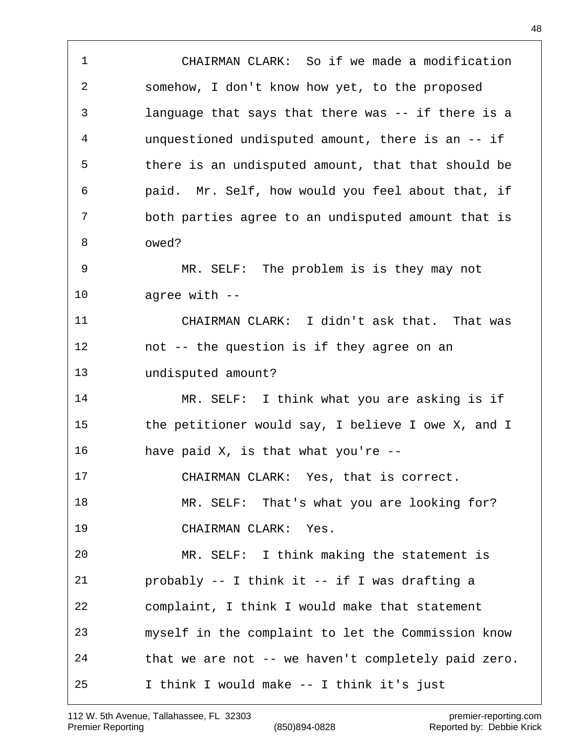CHAIRMAN CLARK: So if we made a modification somehow, I don't know how yet, to the proposed language that says that there was -- if there is a unquestioned undisputed amount, there is an -- if there is an undisputed amount, that that should be paid. Mr. Self, how would you feel about that, if both parties agree to an undisputed amount that is owed?

MR. SELF: The problem is is they may not agree with --

CHAIRMAN CLARK: I didn't ask that. That was not -- the question is if they agree on an undisputed amount?

MR. SELF: I think what you are asking is if the petitioner would say, I believe I owe X, and I have paid X, is that what you're --

CHAIRMAN CLARK: Yes, that is correct.

MR. SELF: That's what you are looking for?

CHAIRMAN CLARK: Yes.

MR. SELF: I think making the statement is probably -- I think it -- if I was drafting a complaint, I think I would make that statement myself in the complaint to let the Commission know that we are not -- we haven't completely paid zero. I think I would make -- I think it's just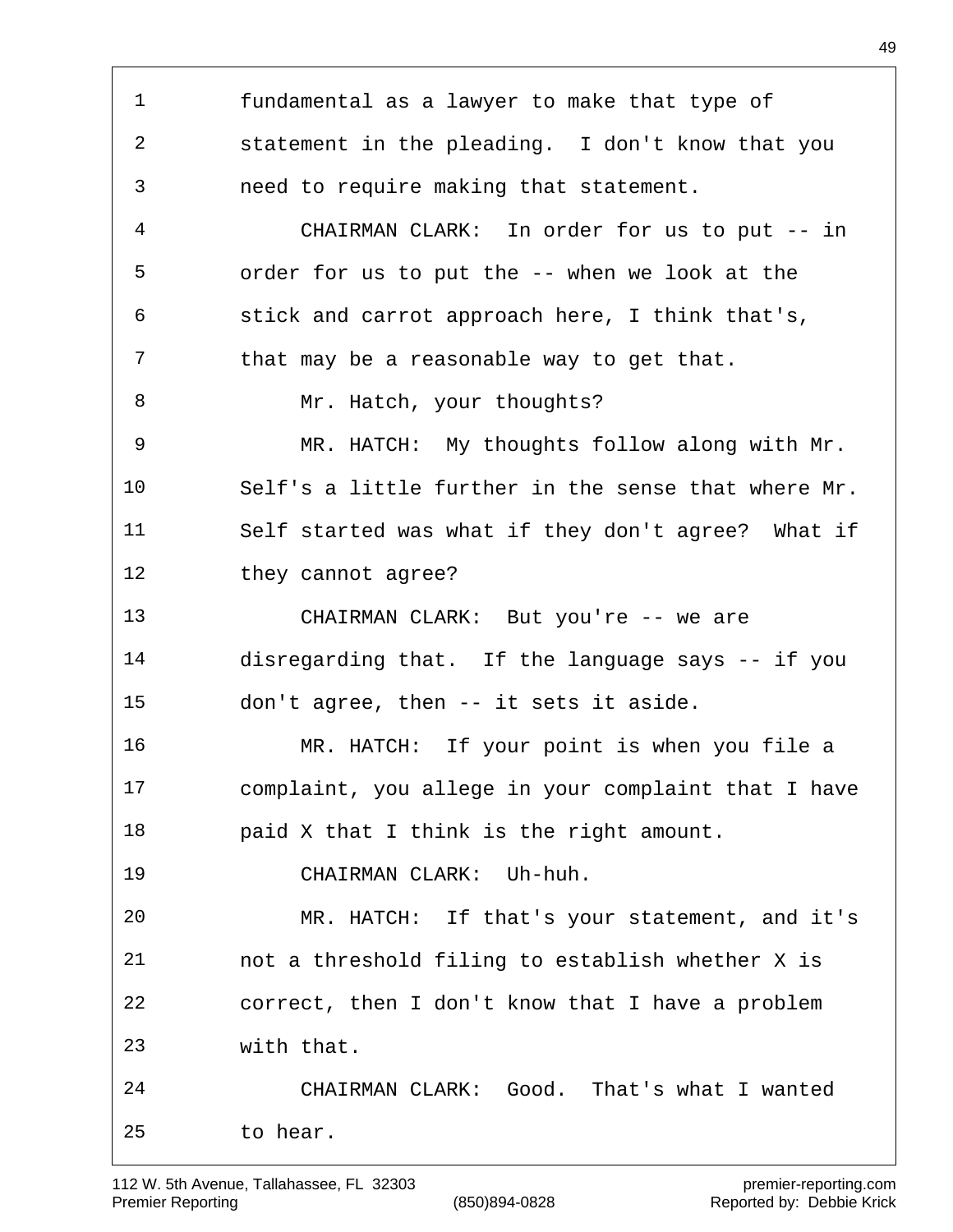fundamental as a lawyer to make that type of statement in the pleading. I don't know that you need to require making that statement.

CHAIRMAN CLARK: In order for us to put -- in order for us to put the -- when we look at the stick and carrot approach here, I think that's, that may be a reasonable way to get that.

Mr. Hatch, your thoughts?

MR. HATCH: My thoughts follow along with Mr. Self's a little further in the sense that where Mr. Self started was what if they don't agree? What if they cannot agree?

CHAIRMAN CLARK: But you're -- we are disregarding that. If the language says -- if you don't agree, then -- it sets it aside.

MR. HATCH: If your point is when you file a complaint, you allege in your complaint that I have paid X that I think is the right amount.

CHAIRMAN CLARK: Uh-huh.

MR. HATCH: If that's your statement, and it's not a threshold filing to establish whether X is correct, then I don't know that I have a problem with that.

CHAIRMAN CLARK: Good. That's what I wanted to hear.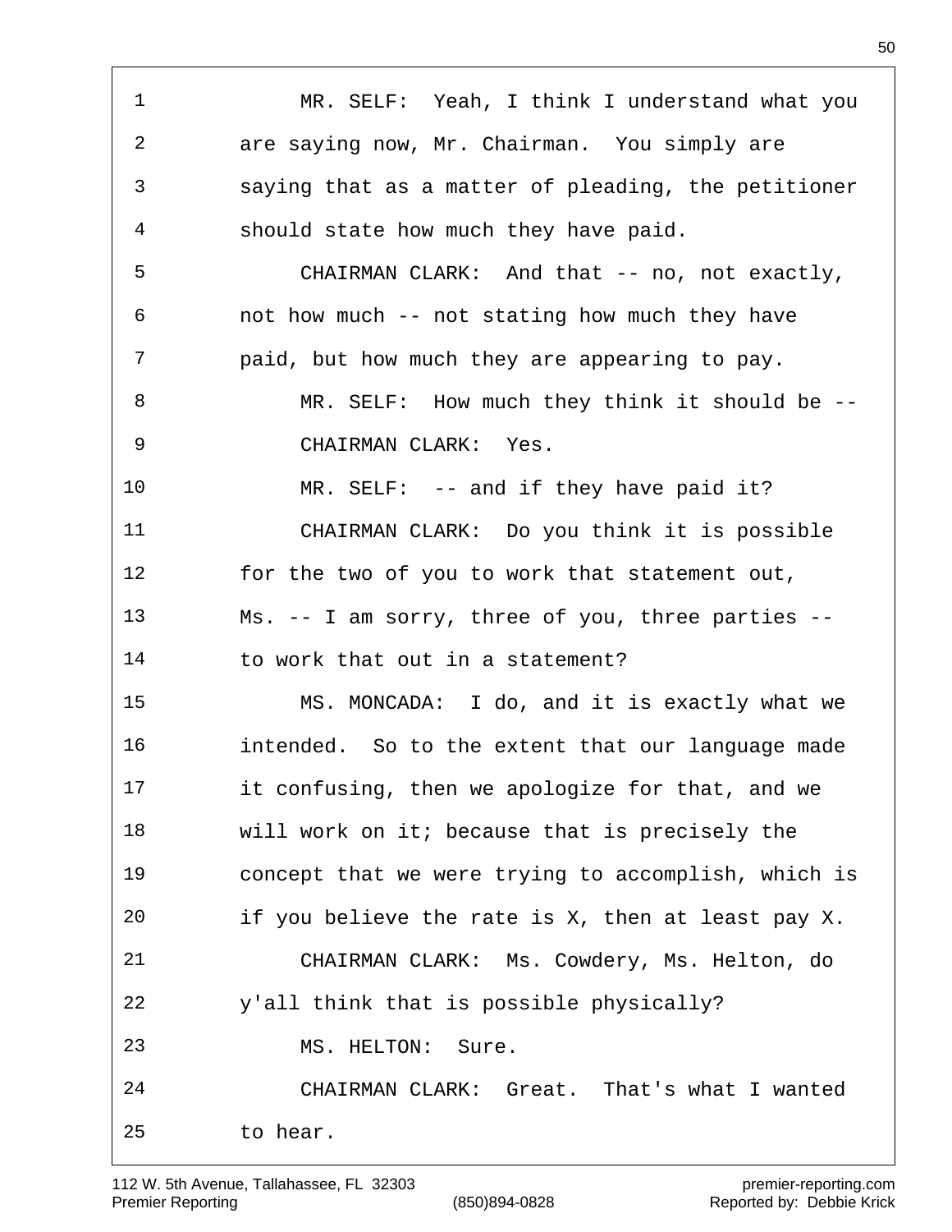1 MR. SELF: Yeah, I think I understand what you
2 are saying now, Mr. Chairman. You simply are
3 saying that as a matter of pleading, the petitioner
4 should state how much they have paid.
5 CHAIRMAN CLARK: And that -- no, not exactly,
6 not how much -- not stating how much they have
7 paid, but how much they are appearing to pay.
8 MR. SELF: How much they think it should be --
9 CHAIRMAN CLARK: Yes.
10 MR. SELF: -- and if they have paid it?
11 CHAIRMAN CLARK: Do you think it is possible
12 for the two of you to work that statement out,
13 Ms. -- I am sorry, three of you, three parties --
14 to work that out in a statement?
15 MS. MONCADA: I do, and it is exactly what we
16 intended. So to the extent that our language made
17 it confusing, then we apologize for that, and we
18 will work on it; because that is precisely the
19 concept that we were trying to accomplish, which is
20 if you believe the rate is X, then at least pay X.
21 CHAIRMAN CLARK: Ms. Cowdery, Ms. Helton, do
22 y'all think that is possible physically?
23 MS. HELTON: Sure.
24 CHAIRMAN CLARK: Great. That's what I wanted
25 to hear.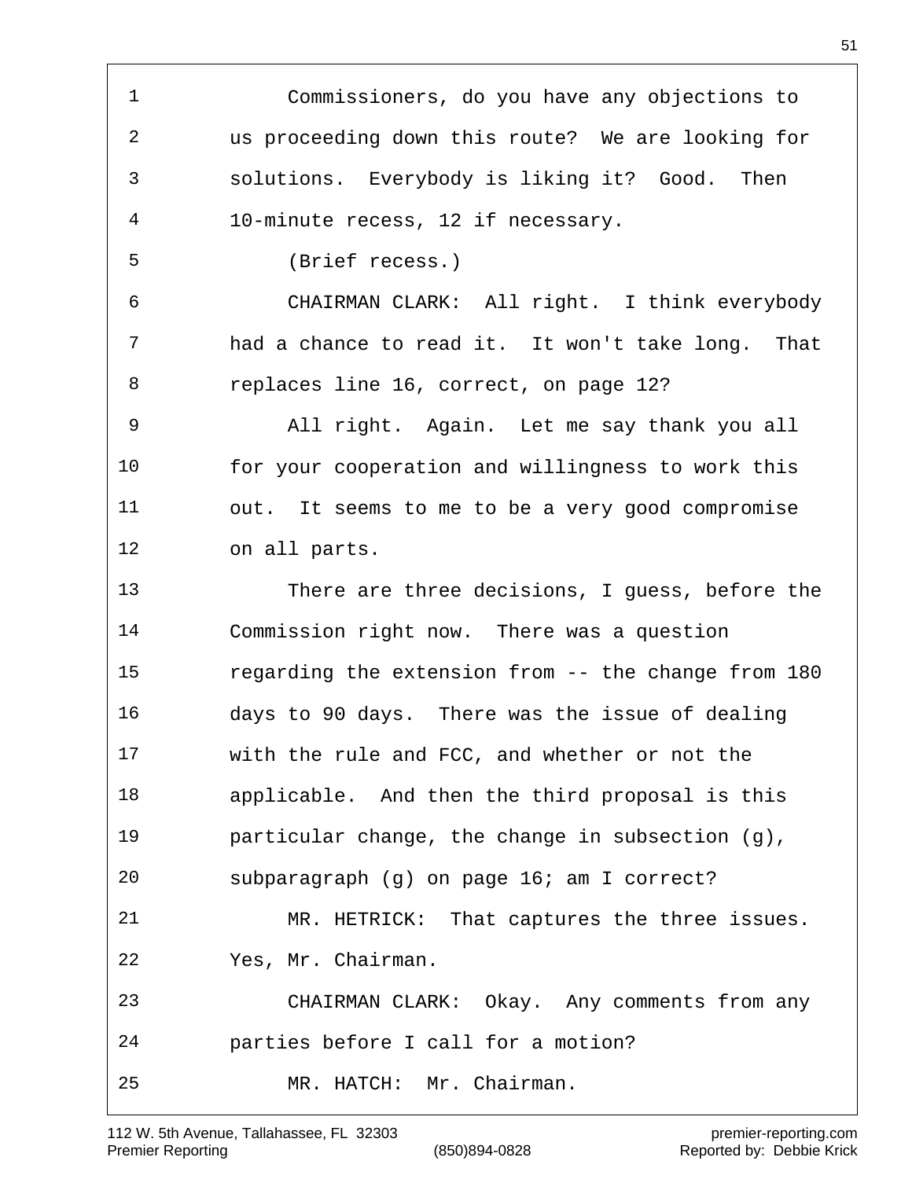1 Commissioners, do you have any objections to
2 us proceeding down this route? We are looking for
3 solutions. Everybody is liking it? Good. Then
4 10-minute recess, 12 if necessary.
5 (Brief recess.)
6 CHAIRMAN CLARK: All right. I think everybody
7 had a chance to read it. It won't take long. That
8 replaces line 16, correct, on page 12?
9 All right. Again. Let me say thank you all
10 for your cooperation and willingness to work this
11 out. It seems to me to be a very good compromise
12 on all parts.
13 There are three decisions, I guess, before the
14 Commission right now. There was a question
15 regarding the extension from -- the change from 180
16 days to 90 days. There was the issue of dealing
17 with the rule and FCC, and whether or not the
18 applicable. And then the third proposal is this
19 particular change, the change in subsection (g),
20 subparagraph (g) on page 16; am I correct?
21 MR. HETRICK: That captures the three issues.
22 Yes, Mr. Chairman.
23 CHAIRMAN CLARK: Okay. Any comments from any
24 parties before I call for a motion?
25 MR. HATCH: Mr. Chairman.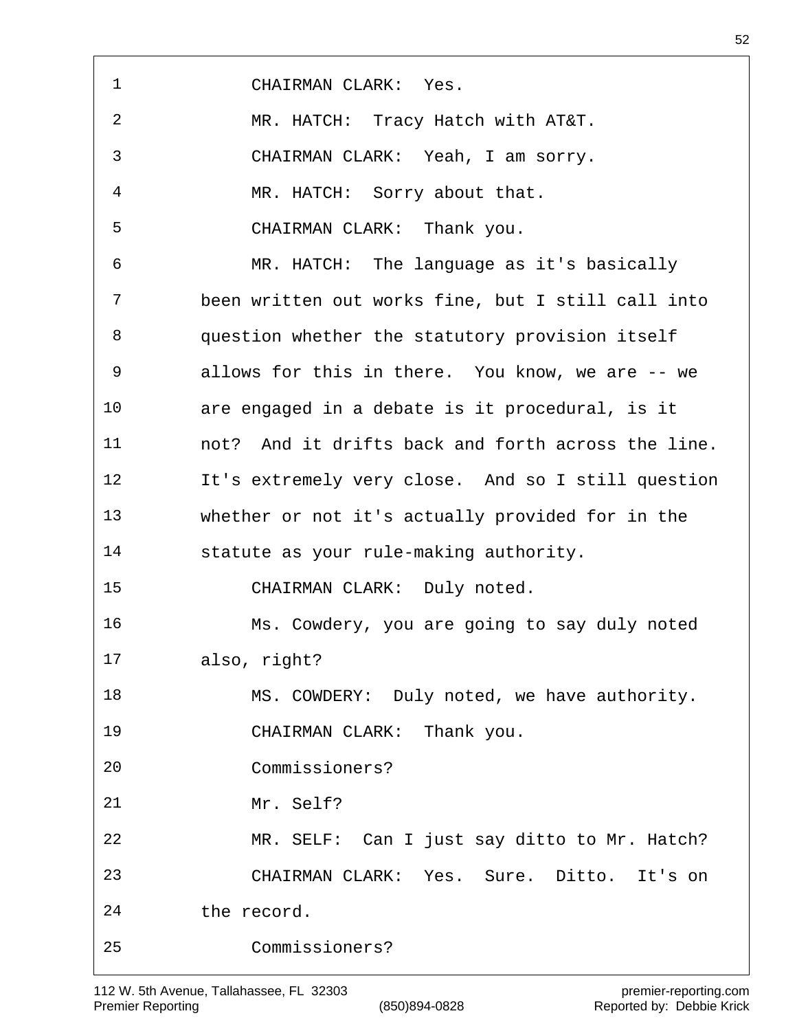CHAIRMAN CLARK: Yes.

MR. HATCH: Tracy Hatch with AT&T.

CHAIRMAN CLARK: Yeah, I am sorry.

MR. HATCH: Sorry about that.

CHAIRMAN CLARK: Thank you.

MR. HATCH: The language as it's basically been written out works fine, but I still call into question whether the statutory provision itself allows for this in there. You know, we are -- we are engaged in a debate is it procedural, is it not? And it drifts back and forth across the line. It's extremely very close. And so I still question whether or not it's actually provided for in the statute as your rule-making authority.

CHAIRMAN CLARK: Duly noted.

Ms. Cowdery, you are going to say duly noted also, right?

MS. COWDERY: Duly noted, we have authority.

CHAIRMAN CLARK: Thank you.

Commissioners?

Mr. Self?

MR. SELF: Can I just say ditto to Mr. Hatch?

CHAIRMAN CLARK: Yes. Sure. Ditto. It's on the record.

Commissioners?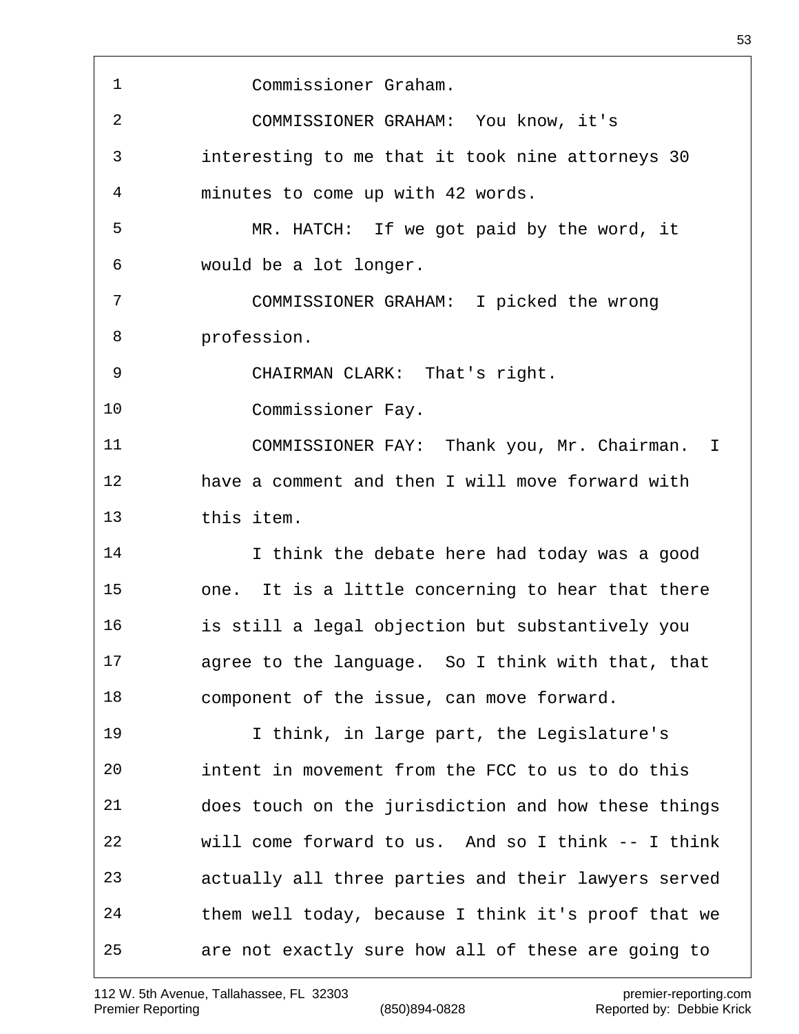Commissioner Graham.

COMMISSIONER GRAHAM: You know, it's interesting to me that it took nine attorneys 30 minutes to come up with 42 words.

MR. HATCH: If we got paid by the word, it would be a lot longer.

COMMISSIONER GRAHAM: I picked the wrong profession.

CHAIRMAN CLARK: That's right.

Commissioner Fay.

COMMISSIONER FAY: Thank you, Mr. Chairman. I have a comment and then I will move forward with this item.

I think the debate here had today was a good one. It is a little concerning to hear that there is still a legal objection but substantively you agree to the language. So I think with that, that component of the issue, can move forward.

I think, in large part, the Legislature's intent in movement from the FCC to us to do this does touch on the jurisdiction and how these things will come forward to us. And so I think -- I think actually all three parties and their lawyers served them well today, because I think it's proof that we are not exactly sure how all of these are going to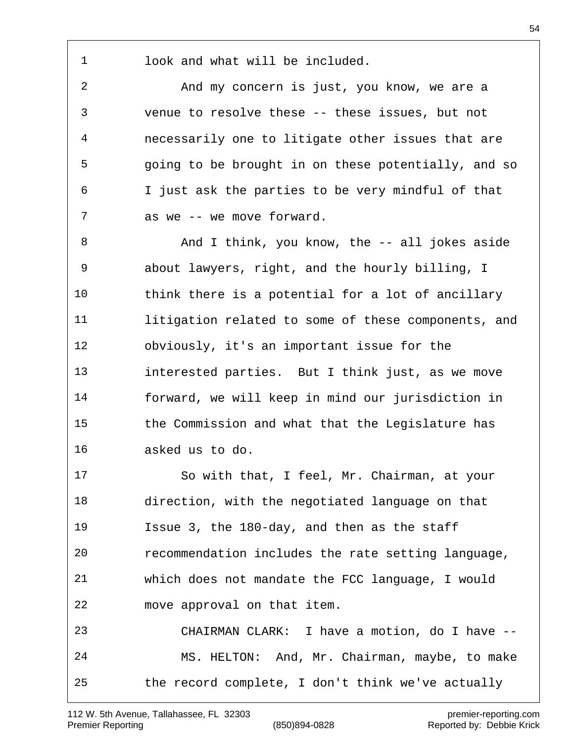look and what will be included.

And my concern is just, you know, we are a venue to resolve these -- these issues, but not necessarily one to litigate other issues that are going to be brought in on these potentially, and so I just ask the parties to be very mindful of that as we -- we move forward.

And I think, you know, the -- all jokes aside about lawyers, right, and the hourly billing, I think there is a potential for a lot of ancillary litigation related to some of these components, and obviously, it's an important issue for the interested parties. But I think just, as we move forward, we will keep in mind our jurisdiction in the Commission and what that the Legislature has asked us to do.

So with that, I feel, Mr. Chairman, at your direction, with the negotiated language on that Issue 3, the 180-day, and then as the staff recommendation includes the rate setting language, which does not mandate the FCC language, I would move approval on that item.

CHAIRMAN CLARK: I have a motion, do I have --

MS. HELTON: And, Mr. Chairman, maybe, to make the record complete, I don't think we've actually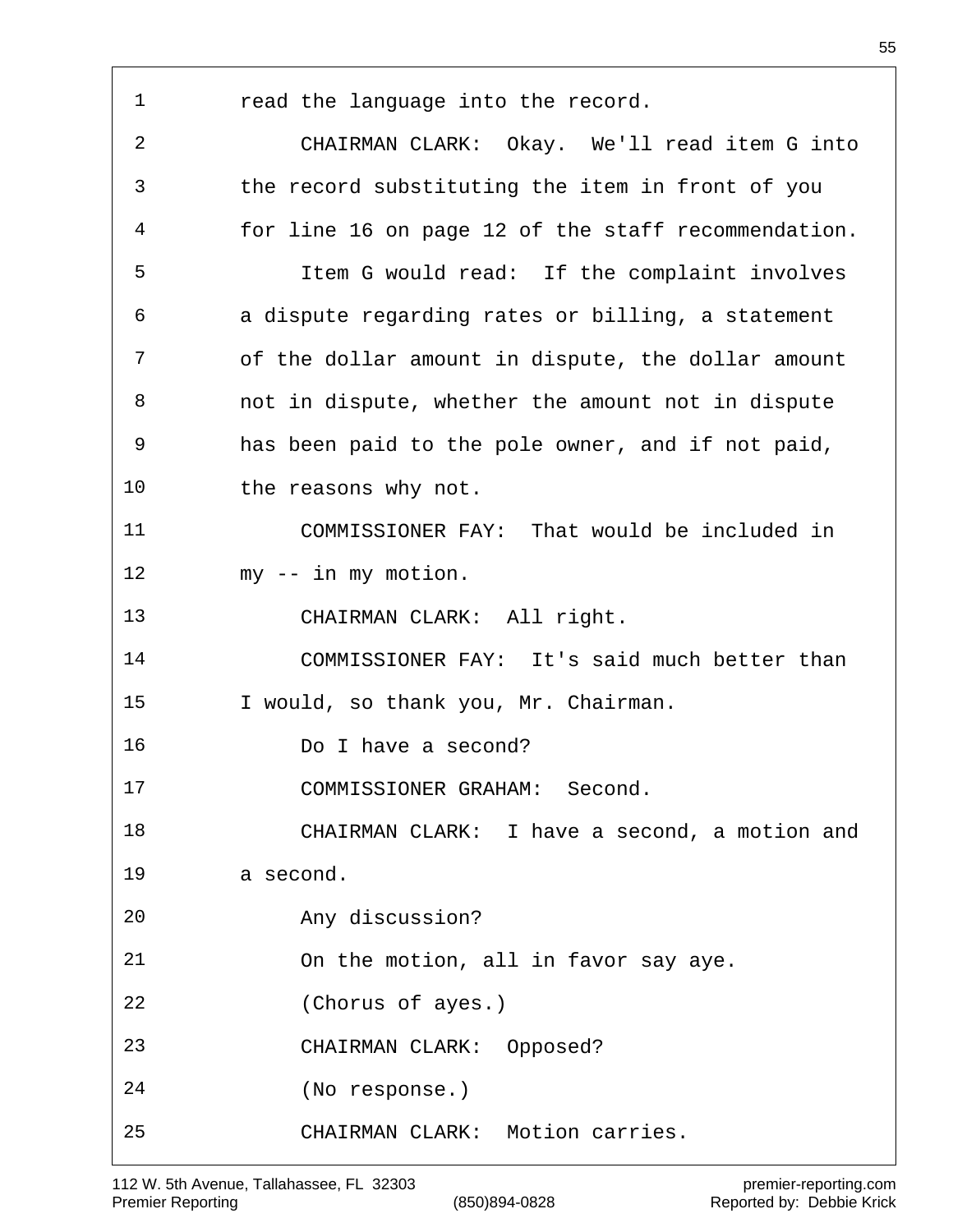read the language into the record.

CHAIRMAN CLARK: Okay. We'll read item G into the record substituting the item in front of you for line 16 on page 12 of the staff recommendation.

Item G would read: If the complaint involves a dispute regarding rates or billing, a statement of the dollar amount in dispute, the dollar amount not in dispute, whether the amount not in dispute has been paid to the pole owner, and if not paid, the reasons why not.

COMMISSIONER FAY: That would be included in my -- in my motion.

CHAIRMAN CLARK: All right.

COMMISSIONER FAY: It's said much better than I would, so thank you, Mr. Chairman.

Do I have a second?

COMMISSIONER GRAHAM: Second.

CHAIRMAN CLARK: I have a second, a motion and a second.

Any discussion?

On the motion, all in favor say aye.

(Chorus of ayes.)

CHAIRMAN CLARK: Opposed?

(No response.)

CHAIRMAN CLARK: Motion carries.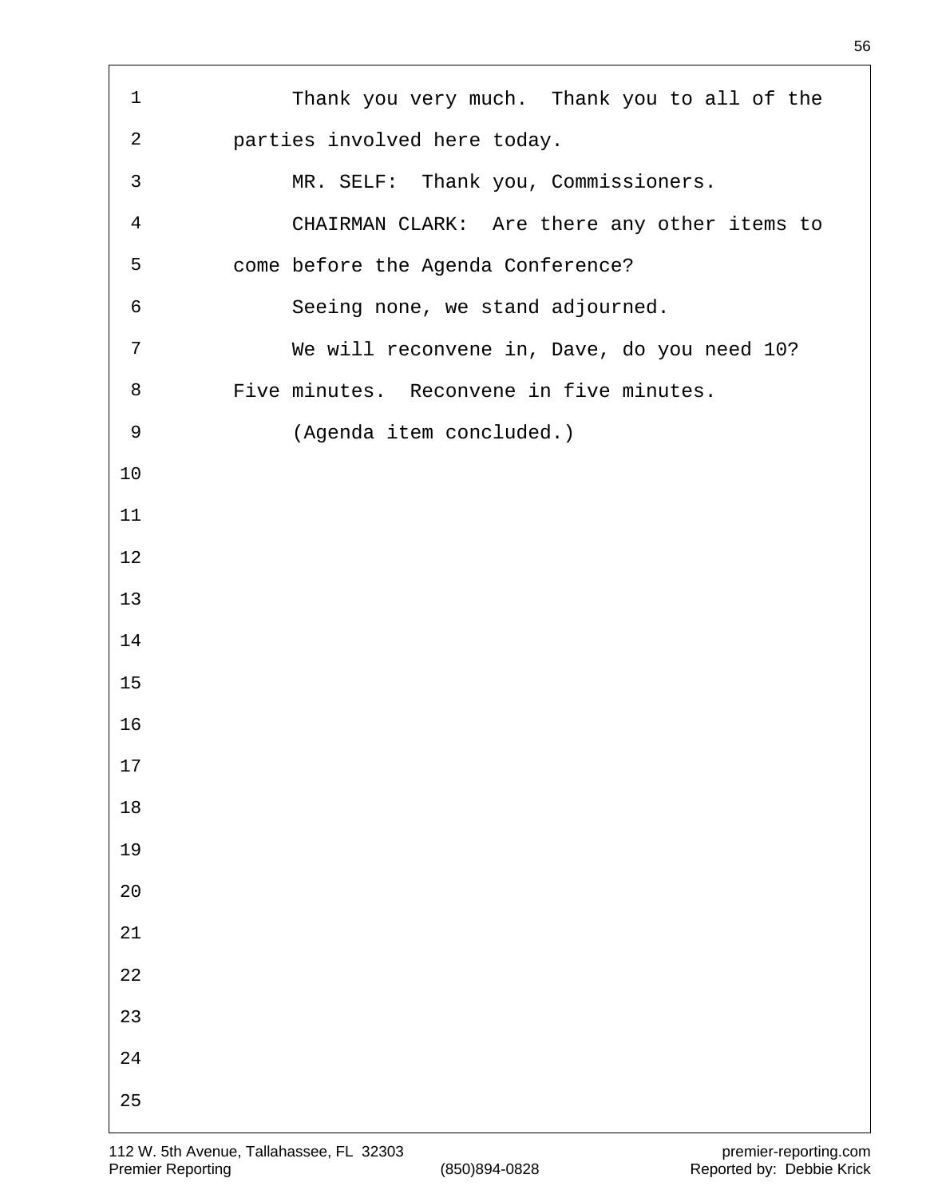Thank you very much. Thank you to all of the parties involved here today.

MR. SELF: Thank you, Commissioners.

CHAIRMAN CLARK: Are there any other items to come before the Agenda Conference?

Seeing none, we stand adjourned.

We will reconvene in, Dave, do you need 10? Five minutes. Reconvene in five minutes.

(Agenda item concluded.)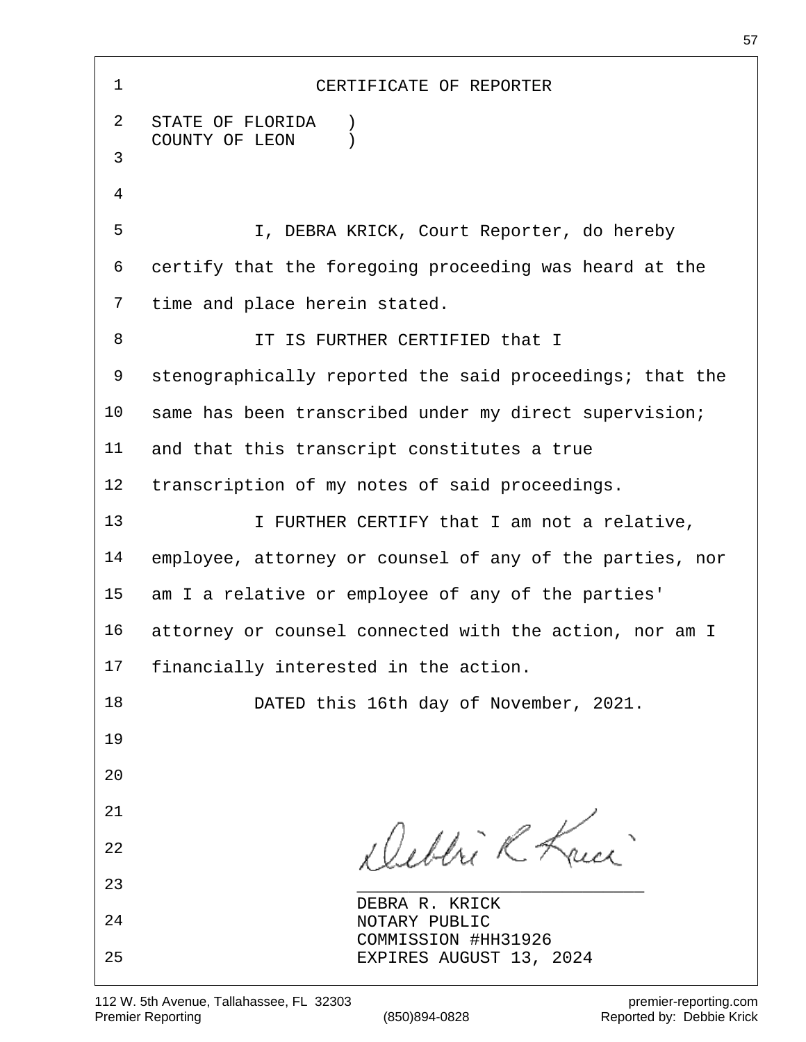# CERTIFICATE OF REPORTER

STATE OF FLORIDA )
COUNTY OF LEON )

I, DEBRA KRICK, Court Reporter, do hereby certify that the foregoing proceeding was heard at the time and place herein stated.

IT IS FURTHER CERTIFIED that I stenographically reported the said proceedings; that the same has been transcribed under my direct supervision; and that this transcript constitutes a true transcription of my notes of said proceedings.

I FURTHER CERTIFY that I am not a relative, employee, attorney or counsel of any of the parties, nor am I a relative or employee of any of the parties' attorney or counsel connected with the action, nor am I financially interested in the action.

DATED this 16th day of November, 2021.

Debbie R Krick

___________________________
DEBRA R. KRICK
NOTARY PUBLIC
COMMISSION #HH31926
EXPIRES AUGUST 13, 2024